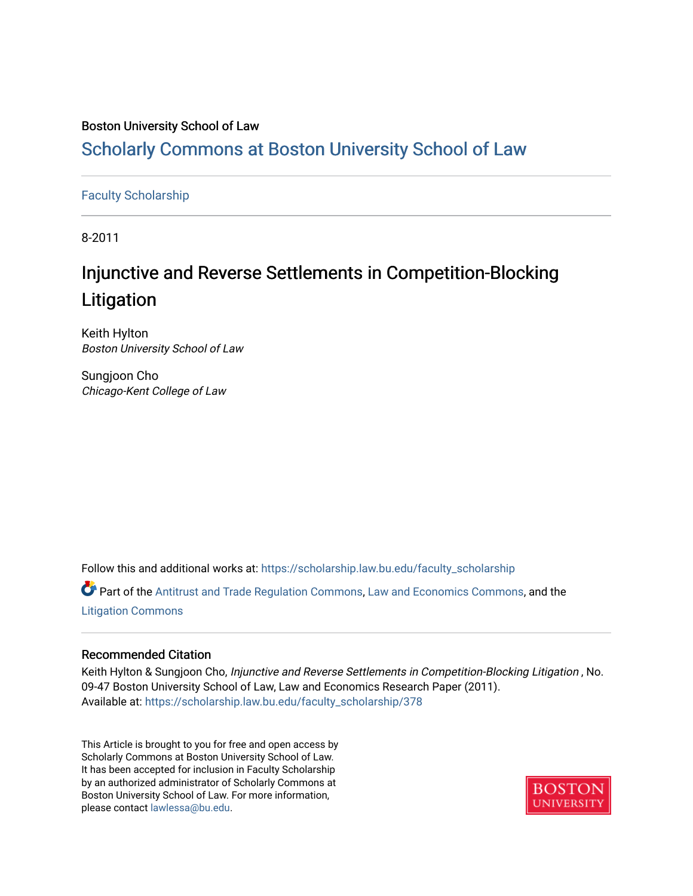Boston University School of Law

# Scholarly Commons at Boston University School of Law

Faculty Scholarship

8-2011

## Injunctive and Reverse Settlements in Competition-Blocking Litigation

Keith Hylton
*Boston University School of Law*

Sungjoon Cho
*Chicago-Kent College of Law*

Follow this and additional works at: https://scholarship.law.bu.edu/faculty_scholarship

Part of the Antitrust and Trade Regulation Commons, Law and Economics Commons, and the Litigation Commons

### Recommended Citation

Keith Hylton & Sungjoon Cho, *Injunctive and Reverse Settlements in Competition-Blocking Litigation* , No. 09-47 Boston University School of Law, Law and Economics Research Paper (2011).
Available at: https://scholarship.law.bu.edu/faculty_scholarship/378

This Article is brought to you for free and open access by Scholarly Commons at Boston University School of Law. It has been accepted for inclusion in Faculty Scholarship by an authorized administrator of Scholarly Commons at Boston University School of Law. For more information, please contact lawlessa@bu.edu.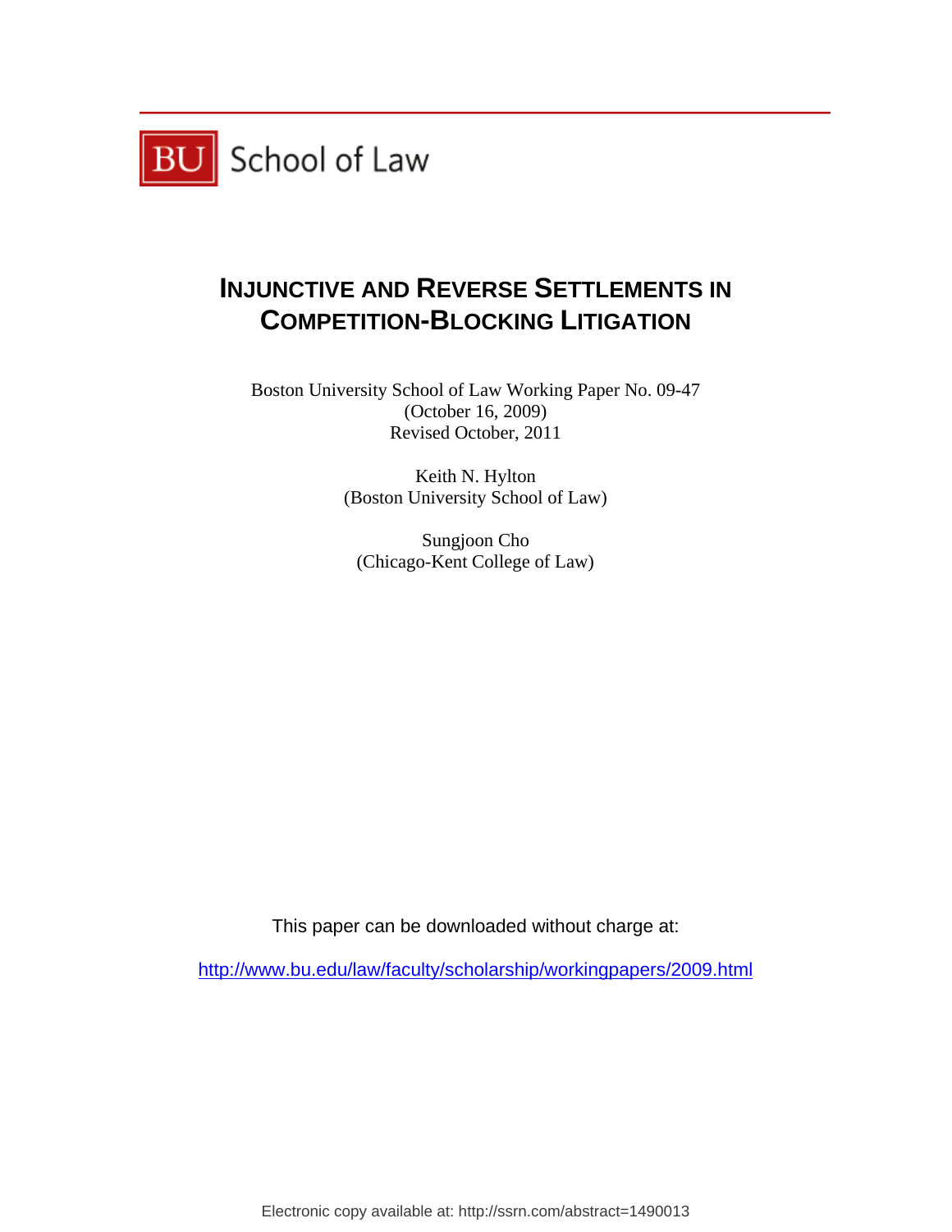BU School of Law

# INJUNCTIVE AND REVERSE SETTLEMENTS IN COMPETITION-BLOCKING LITIGATION

Boston University School of Law Working Paper No. 09-47
(October 16, 2009)
Revised October, 2011

Keith N. Hylton
(Boston University School of Law)

Sungjoon Cho
(Chicago-Kent College of Law)

This paper can be downloaded without charge at:

http://www.bu.edu/law/faculty/scholarship/workingpapers/2009.html

Electronic copy available at: http://ssrn.com/abstract=1490013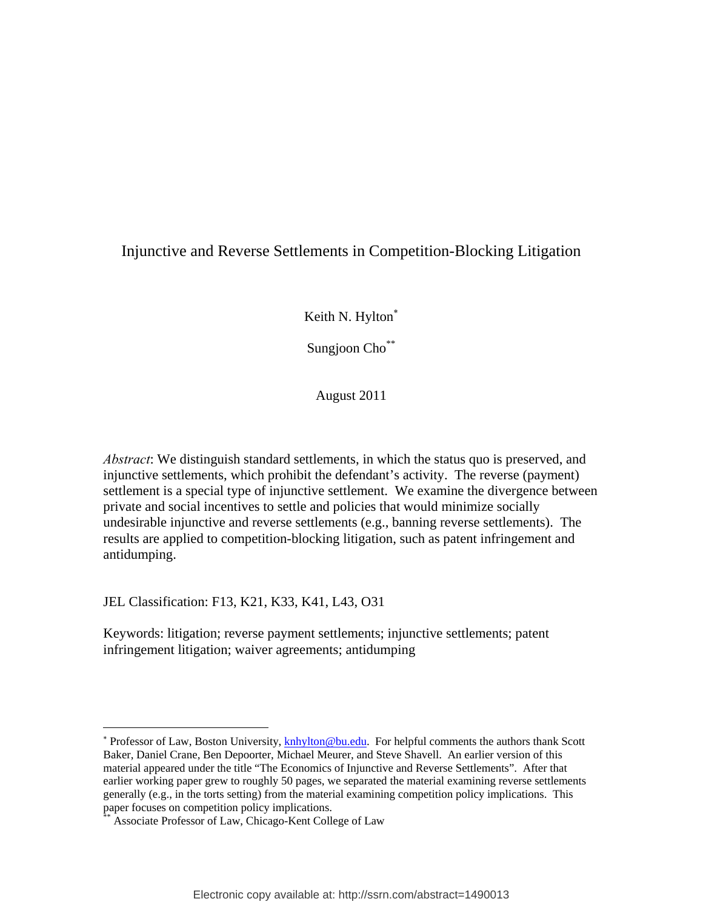# Injunctive and Reverse Settlements in Competition-Blocking Litigation

Keith N. Hylton*

Sungjoon Cho**

August 2011

*Abstract*: We distinguish standard settlements, in which the status quo is preserved, and injunctive settlements, which prohibit the defendant's activity. The reverse (payment) settlement is a special type of injunctive settlement. We examine the divergence between private and social incentives to settle and policies that would minimize socially undesirable injunctive and reverse settlements (e.g., banning reverse settlements). The results are applied to competition-blocking litigation, such as patent infringement and antidumping.

JEL Classification: F13, K21, K33, K41, L43, O31

Keywords: litigation; reverse payment settlements; injunctive settlements; patent infringement litigation; waiver agreements; antidumping

---

* Professor of Law, Boston University, knhylton@bu.edu. For helpful comments the authors thank Scott Baker, Daniel Crane, Ben Depoorter, Michael Meurer, and Steve Shavell. An earlier version of this material appeared under the title "The Economics of Injunctive and Reverse Settlements". After that earlier working paper grew to roughly 50 pages, we separated the material examining reverse settlements generally (e.g., in the torts setting) from the material examining competition policy implications. This paper focuses on competition policy implications.

** Associate Professor of Law, Chicago-Kent College of Law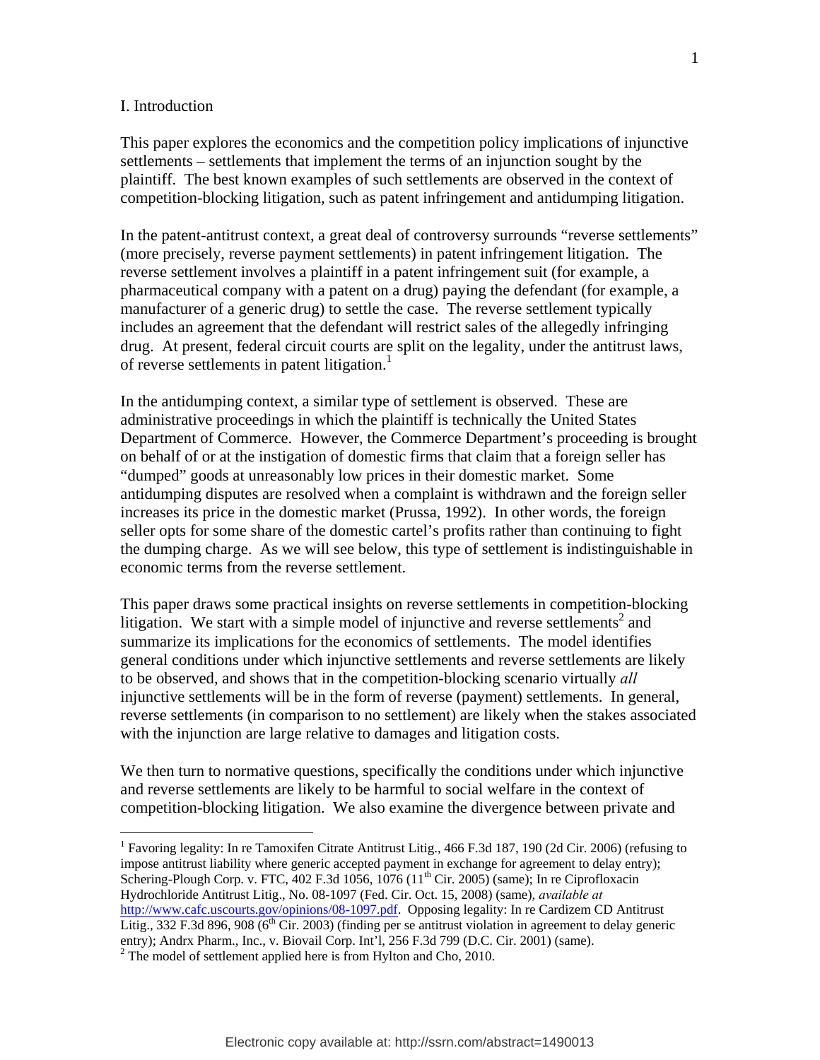## I. Introduction

This paper explores the economics and the competition policy implications of injunctive settlements – settlements that implement the terms of an injunction sought by the plaintiff. The best known examples of such settlements are observed in the context of competition-blocking litigation, such as patent infringement and antidumping litigation.

In the patent-antitrust context, a great deal of controversy surrounds "reverse settlements" (more precisely, reverse payment settlements) in patent infringement litigation. The reverse settlement involves a plaintiff in a patent infringement suit (for example, a pharmaceutical company with a patent on a drug) paying the defendant (for example, a manufacturer of a generic drug) to settle the case. The reverse settlement typically includes an agreement that the defendant will restrict sales of the allegedly infringing drug. At present, federal circuit courts are split on the legality, under the antitrust laws, of reverse settlements in patent litigation.[1]

In the antidumping context, a similar type of settlement is observed. These are administrative proceedings in which the plaintiff is technically the United States Department of Commerce. However, the Commerce Department's proceeding is brought on behalf of or at the instigation of domestic firms that claim that a foreign seller has "dumped" goods at unreasonably low prices in their domestic market. Some antidumping disputes are resolved when a complaint is withdrawn and the foreign seller increases its price in the domestic market (Prussa, 1992). In other words, the foreign seller opts for some share of the domestic cartel's profits rather than continuing to fight the dumping charge. As we will see below, this type of settlement is indistinguishable in economic terms from the reverse settlement.

This paper draws some practical insights on reverse settlements in competition-blocking litigation. We start with a simple model of injunctive and reverse settlements[2] and summarize its implications for the economics of settlements. The model identifies general conditions under which injunctive settlements and reverse settlements are likely to be observed, and shows that in the competition-blocking scenario virtually *all* injunctive settlements will be in the form of reverse (payment) settlements. In general, reverse settlements (in comparison to no settlement) are likely when the stakes associated with the injunction are large relative to damages and litigation costs.

We then turn to normative questions, specifically the conditions under which injunctive and reverse settlements are likely to be harmful to social welfare in the context of competition-blocking litigation. We also examine the divergence between private and

---

[1] Favoring legality: In re Tamoxifen Citrate Antitrust Litig., 466 F.3d 187, 190 (2d Cir. 2006) (refusing to impose antitrust liability where generic accepted payment in exchange for agreement to delay entry); Schering-Plough Corp. v. FTC, 402 F.3d 1056, 1076 (11th Cir. 2005) (same); In re Ciprofloxacin Hydrochloride Antitrust Litig., No. 08-1097 (Fed. Cir. Oct. 15, 2008) (same), *available at* http://www.cafc.uscourts.gov/opinions/08-1097.pdf. Opposing legality: In re Cardizem CD Antitrust Litig., 332 F.3d 896, 908 (6th Cir. 2003) (finding per se antitrust violation in agreement to delay generic entry); Andrx Pharm., Inc., v. Biovail Corp. Int'l, 256 F.3d 799 (D.C. Cir. 2001) (same).

[2] The model of settlement applied here is from Hylton and Cho, 2010.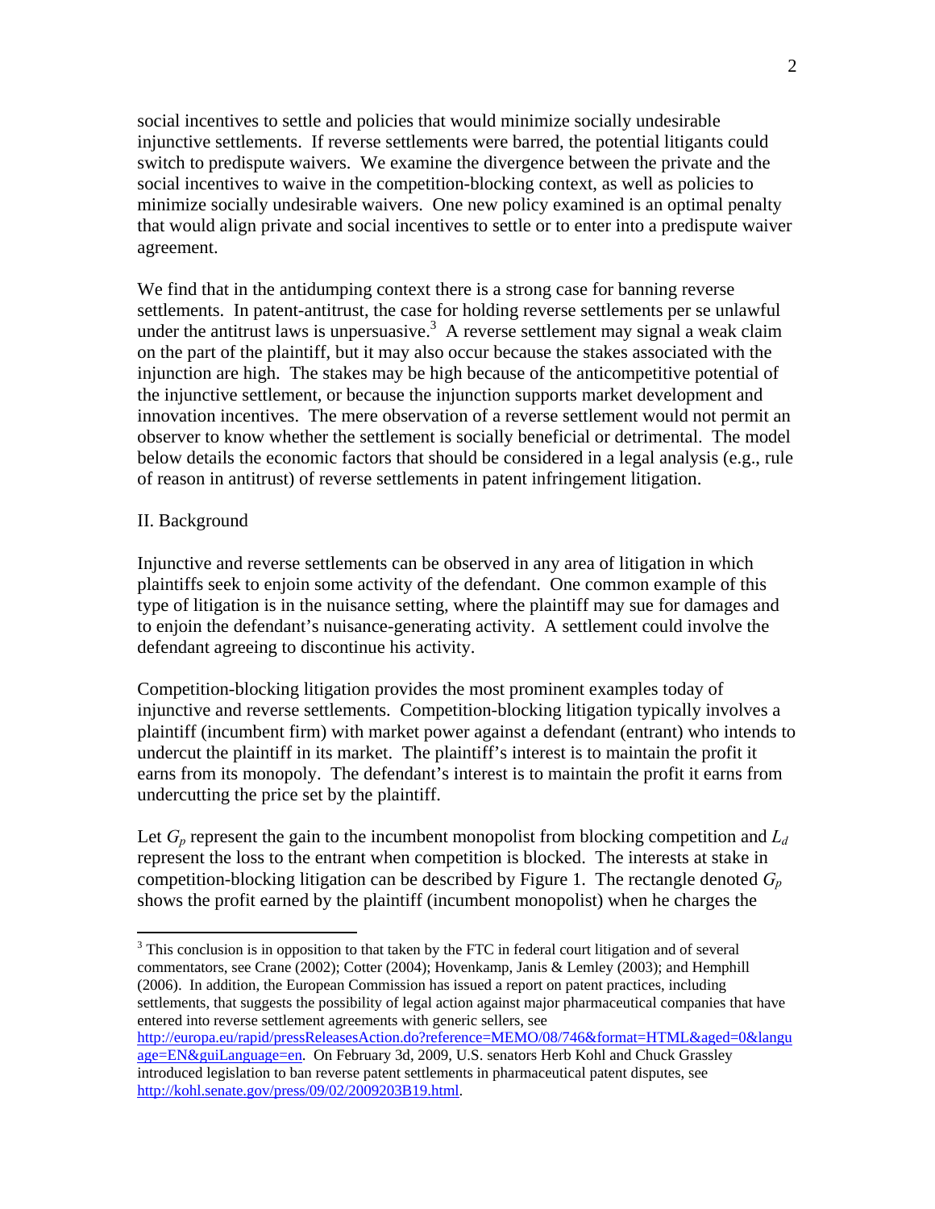social incentives to settle and policies that would minimize socially undesirable injunctive settlements. If reverse settlements were barred, the potential litigants could switch to predispute waivers. We examine the divergence between the private and the social incentives to waive in the competition-blocking context, as well as policies to minimize socially undesirable waivers. One new policy examined is an optimal penalty that would align private and social incentives to settle or to enter into a predispute waiver agreement.

We find that in the antidumping context there is a strong case for banning reverse settlements. In patent-antitrust, the case for holding reverse settlements per se unlawful under the antitrust laws is unpersuasive.[3] A reverse settlement may signal a weak claim on the part of the plaintiff, but it may also occur because the stakes associated with the injunction are high. The stakes may be high because of the anticompetitive potential of the injunctive settlement, or because the injunction supports market development and innovation incentives. The mere observation of a reverse settlement would not permit an observer to know whether the settlement is socially beneficial or detrimental. The model below details the economic factors that should be considered in a legal analysis (e.g., rule of reason in antitrust) of reverse settlements in patent infringement litigation.

## II. Background

Injunctive and reverse settlements can be observed in any area of litigation in which plaintiffs seek to enjoin some activity of the defendant. One common example of this type of litigation is in the nuisance setting, where the plaintiff may sue for damages and to enjoin the defendant's nuisance-generating activity. A settlement could involve the defendant agreeing to discontinue his activity.

Competition-blocking litigation provides the most prominent examples today of injunctive and reverse settlements. Competition-blocking litigation typically involves a plaintiff (incumbent firm) with market power against a defendant (entrant) who intends to undercut the plaintiff in its market. The plaintiff's interest is to maintain the profit it earns from its monopoly. The defendant's interest is to maintain the profit it earns from undercutting the price set by the plaintiff.

Let $G_p$ represent the gain to the incumbent monopolist from blocking competition and $L_d$ represent the loss to the entrant when competition is blocked. The interests at stake in competition-blocking litigation can be described by Figure 1. The rectangle denoted $G_p$ shows the profit earned by the plaintiff (incumbent monopolist) when he charges the

[3] This conclusion is in opposition to that taken by the FTC in federal court litigation and of several commentators, see Crane (2002); Cotter (2004); Hovenkamp, Janis & Lemley (2003); and Hemphill (2006). In addition, the European Commission has issued a report on patent practices, including settlements, that suggests the possibility of legal action against major pharmaceutical companies that have entered into reverse settlement agreements with generic sellers, see http://europa.eu/rapid/pressReleasesAction.do?reference=MEMO/08/746&format=HTML&aged=0&language=EN&guiLanguage=en. On February 3d, 2009, U.S. senators Herb Kohl and Chuck Grassley introduced legislation to ban reverse patent settlements in pharmaceutical patent disputes, see http://kohl.senate.gov/press/09/02/2009203B19.html.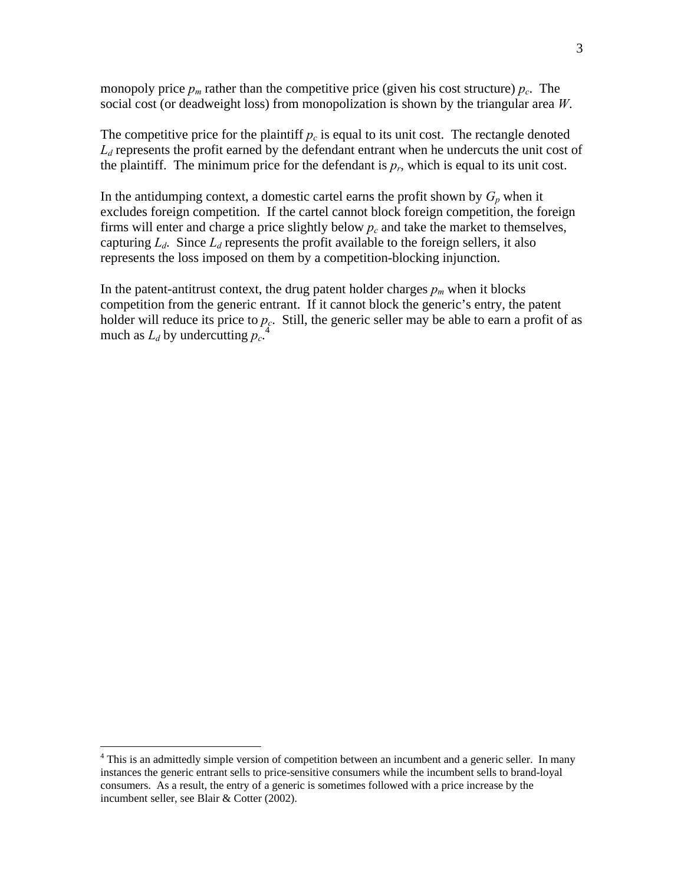monopoly price $p_m$ rather than the competitive price (given his cost structure) $p_c$. The social cost (or deadweight loss) from monopolization is shown by the triangular area $W$.

The competitive price for the plaintiff $p_c$ is equal to its unit cost. The rectangle denoted $L_d$ represents the profit earned by the defendant entrant when he undercuts the unit cost of the plaintiff. The minimum price for the defendant is $p_r$, which is equal to its unit cost.

In the antidumping context, a domestic cartel earns the profit shown by $G_p$ when it excludes foreign competition. If the cartel cannot block foreign competition, the foreign firms will enter and charge a price slightly below $p_c$ and take the market to themselves, capturing $L_d$. Since $L_d$ represents the profit available to the foreign sellers, it also represents the loss imposed on them by a competition-blocking injunction.

In the patent-antitrust context, the drug patent holder charges $p_m$ when it blocks competition from the generic entrant. If it cannot block the generic's entry, the patent holder will reduce its price to $p_c$. Still, the generic seller may be able to earn a profit of as much as $L_d$ by undercutting $p_c$.[4]

---

[4] This is an admittedly simple version of competition between an incumbent and a generic seller. In many instances the generic entrant sells to price-sensitive consumers while the incumbent sells to brand-loyal consumers. As a result, the entry of a generic is sometimes followed with a price increase by the incumbent seller, see Blair & Cotter (2002).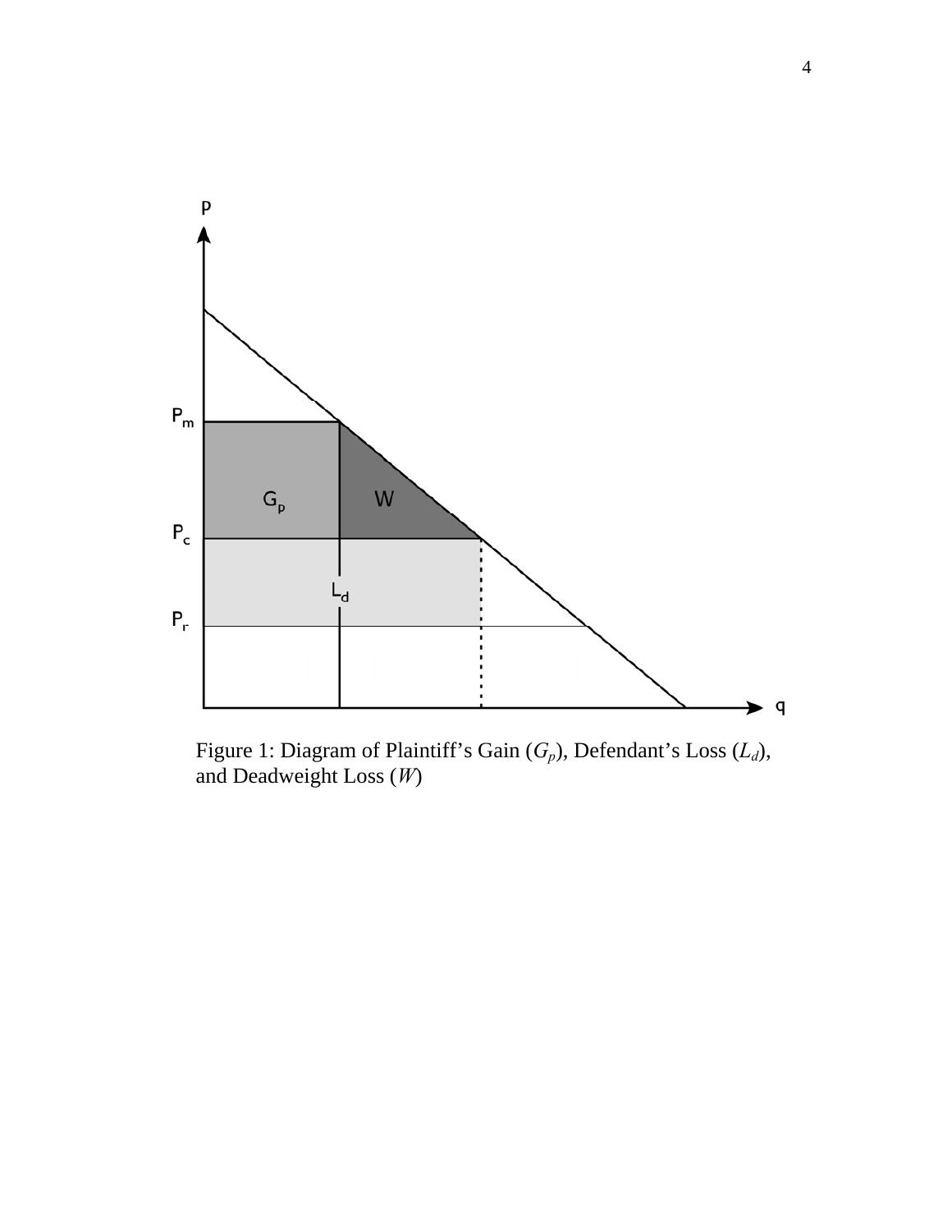Figure 1: Diagram of Plaintiff's Gain ($G_p$), Defendant's Loss ($L_d$), and Deadweight Loss ($W$)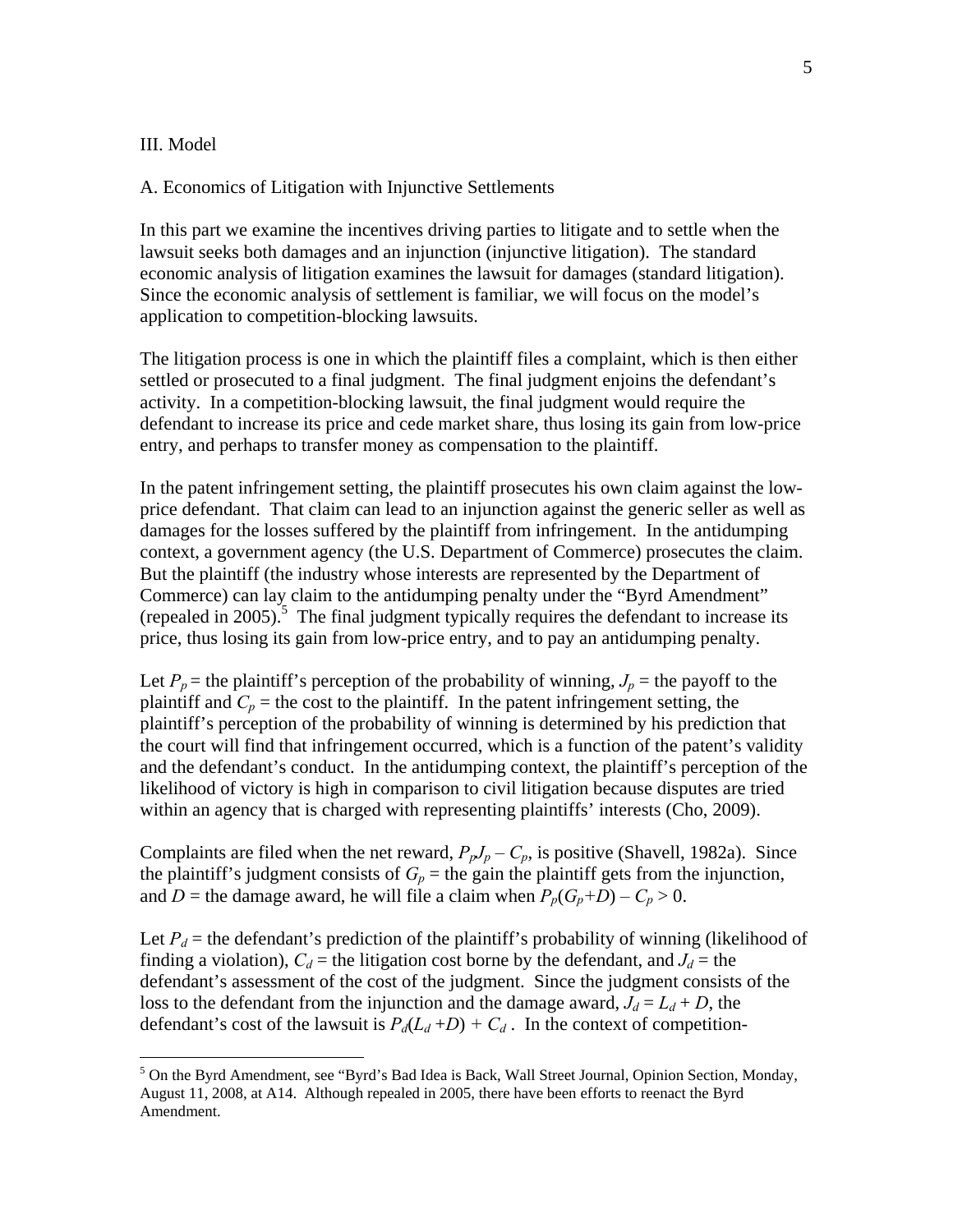## III. Model

### A. Economics of Litigation with Injunctive Settlements

In this part we examine the incentives driving parties to litigate and to settle when the lawsuit seeks both damages and an injunction (injunctive litigation). The standard economic analysis of litigation examines the lawsuit for damages (standard litigation). Since the economic analysis of settlement is familiar, we will focus on the model's application to competition-blocking lawsuits.

The litigation process is one in which the plaintiff files a complaint, which is then either settled or prosecuted to a final judgment. The final judgment enjoins the defendant's activity. In a competition-blocking lawsuit, the final judgment would require the defendant to increase its price and cede market share, thus losing its gain from low-price entry, and perhaps to transfer money as compensation to the plaintiff.

In the patent infringement setting, the plaintiff prosecutes his own claim against the low-price defendant. That claim can lead to an injunction against the generic seller as well as damages for the losses suffered by the plaintiff from infringement. In the antidumping context, a government agency (the U.S. Department of Commerce) prosecutes the claim. But the plaintiff (the industry whose interests are represented by the Department of Commerce) can lay claim to the antidumping penalty under the "Byrd Amendment" (repealed in 2005).[5] The final judgment typically requires the defendant to increase its price, thus losing its gain from low-price entry, and to pay an antidumping penalty.

Let $P_p$ = the plaintiff's perception of the probability of winning, $J_p$ = the payoff to the plaintiff and $C_p$ = the cost to the plaintiff. In the patent infringement setting, the plaintiff's perception of the probability of winning is determined by his prediction that the court will find that infringement occurred, which is a function of the patent's validity and the defendant's conduct. In the antidumping context, the plaintiff's perception of the likelihood of victory is high in comparison to civil litigation because disputes are tried within an agency that is charged with representing plaintiffs' interests (Cho, 2009).

Complaints are filed when the net reward, $P_pJ_p – C_p$, is positive (Shavell, 1982a). Since the plaintiff's judgment consists of $G_p$ = the gain the plaintiff gets from the injunction, and $D$ = the damage award, he will file a claim when $P_p(G_p+D) – C_p > 0$.

Let $P_d$ = the defendant's prediction of the plaintiff's probability of winning (likelihood of finding a violation), $C_d$ = the litigation cost borne by the defendant, and $J_d$ = the defendant's assessment of the cost of the judgment. Since the judgment consists of the loss to the defendant from the injunction and the damage award, $J_d = L_d + D$, the defendant's cost of the lawsuit is $P_d(L_d +D) + C_d$ . In the context of competition-

[5] On the Byrd Amendment, see "Byrd's Bad Idea is Back, Wall Street Journal, Opinion Section, Monday, August 11, 2008, at A14. Although repealed in 2005, there have been efforts to reenact the Byrd Amendment.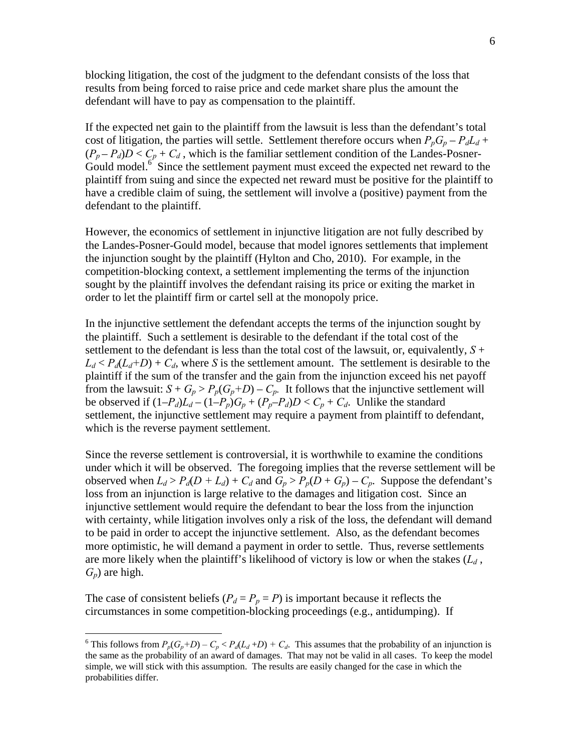blocking litigation, the cost of the judgment to the defendant consists of the loss that results from being forced to raise price and cede market share plus the amount the defendant will have to pay as compensation to the plaintiff.

If the expected net gain to the plaintiff from the lawsuit is less than the defendant's total cost of litigation, the parties will settle. Settlement therefore occurs when $P_pG_p - P_dL_d + (P_p - P_d)D < C_p + C_d$ , which is the familiar settlement condition of the Landes-Posner-Gould model.[6] Since the settlement payment must exceed the expected net reward to the plaintiff from suing and since the expected net reward must be positive for the plaintiff to have a credible claim of suing, the settlement will involve a (positive) payment from the defendant to the plaintiff.

However, the economics of settlement in injunctive litigation are not fully described by the Landes-Posner-Gould model, because that model ignores settlements that implement the injunction sought by the plaintiff (Hylton and Cho, 2010). For example, in the competition-blocking context, a settlement implementing the terms of the injunction sought by the plaintiff involves the defendant raising its price or exiting the market in order to let the plaintiff firm or cartel sell at the monopoly price.

In the injunctive settlement the defendant accepts the terms of the injunction sought by the plaintiff. Such a settlement is desirable to the defendant if the total cost of the settlement to the defendant is less than the total cost of the lawsuit, or, equivalently, $S + L_d < P_d(L_d+D) + C_d$, where $S$ is the settlement amount. The settlement is desirable to the plaintiff if the sum of the transfer and the gain from the injunction exceed his net payoff from the lawsuit: $S + G_p > P_p(G_p+D) - C_p$. It follows that the injunctive settlement will be observed if $(1-P_d)L_d - (1-P_p)G_p + (P_p-P_d)D < C_p + C_d$. Unlike the standard settlement, the injunctive settlement may require a payment from plaintiff to defendant, which is the reverse payment settlement.

Since the reverse settlement is controversial, it is worthwhile to examine the conditions under which it will be observed. The foregoing implies that the reverse settlement will be observed when $L_d > P_d(D + L_d) + C_d$ and $G_p > P_p(D + G_p) - C_p$. Suppose the defendant's loss from an injunction is large relative to the damages and litigation cost. Since an injunctive settlement would require the defendant to bear the loss from the injunction with certainty, while litigation involves only a risk of the loss, the defendant will demand to be paid in order to accept the injunctive settlement. Also, as the defendant becomes more optimistic, he will demand a payment in order to settle. Thus, reverse settlements are more likely when the plaintiff's likelihood of victory is low or when the stakes ($L_d$ , $G_p$) are high.

The case of consistent beliefs ($P_d = P_p = P$) is important because it reflects the circumstances in some competition-blocking proceedings (e.g., antidumping). If

---

[6] This follows from $P_p(G_p+D) - C_p < P_d(L_d+D) + C_d$. This assumes that the probability of an injunction is the same as the probability of an award of damages. That may not be valid in all cases. To keep the model simple, we will stick with this assumption. The results are easily changed for the case in which the probabilities differ.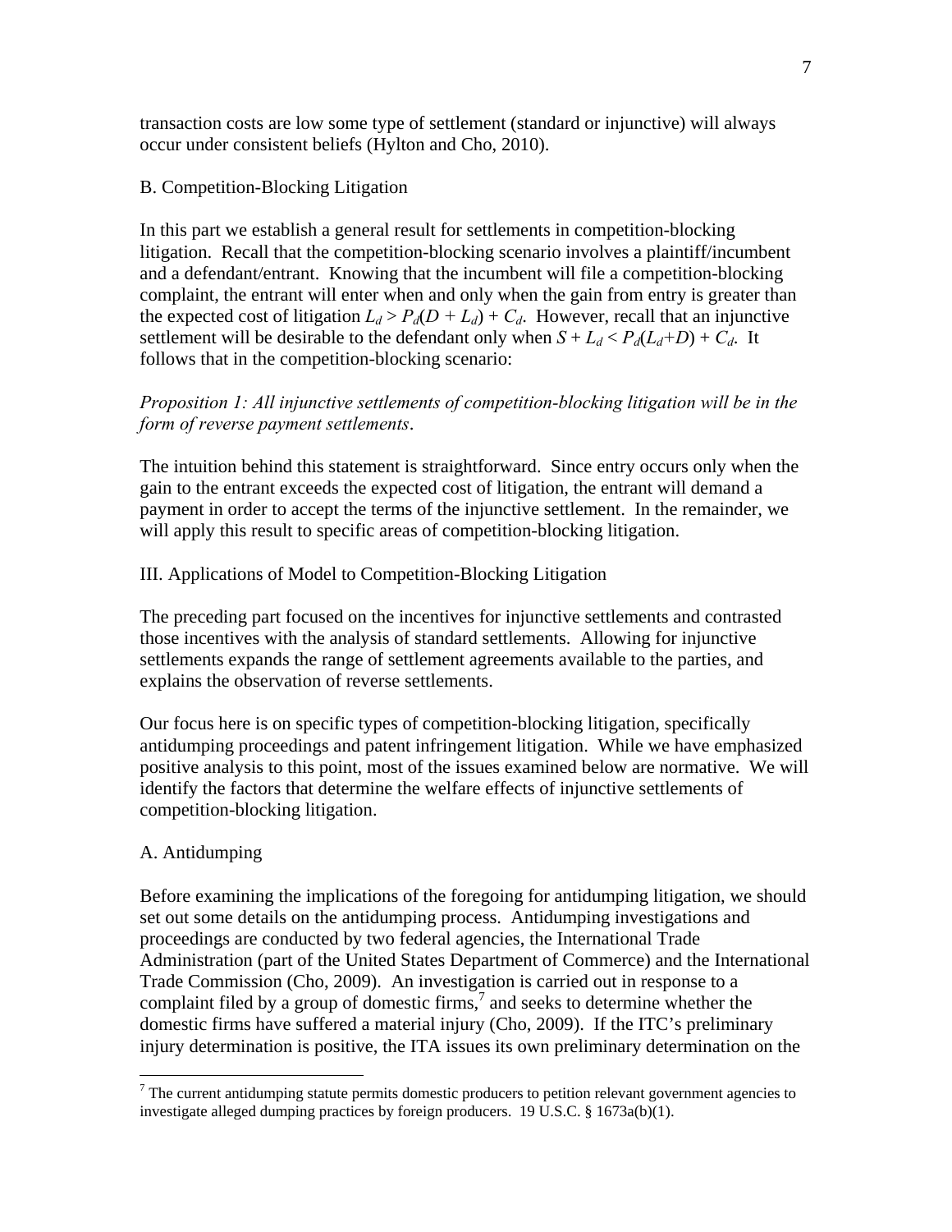transaction costs are low some type of settlement (standard or injunctive) will always occur under consistent beliefs (Hylton and Cho, 2010).

## B. Competition-Blocking Litigation

In this part we establish a general result for settlements in competition-blocking litigation. Recall that the competition-blocking scenario involves a plaintiff/incumbent and a defendant/entrant. Knowing that the incumbent will file a competition-blocking complaint, the entrant will enter when and only when the gain from entry is greater than the expected cost of litigation $L_d > P_d(D + L_d) + C_d$. However, recall that an injunctive settlement will be desirable to the defendant only when $S + L_d < P_d(L_d + D) + C_d$. It follows that in the competition-blocking scenario:

*Proposition 1: All injunctive settlements of competition-blocking litigation will be in the form of reverse payment settlements.*

The intuition behind this statement is straightforward. Since entry occurs only when the gain to the entrant exceeds the expected cost of litigation, the entrant will demand a payment in order to accept the terms of the injunctive settlement. In the remainder, we will apply this result to specific areas of competition-blocking litigation.

# III. Applications of Model to Competition-Blocking Litigation

The preceding part focused on the incentives for injunctive settlements and contrasted those incentives with the analysis of standard settlements. Allowing for injunctive settlements expands the range of settlement agreements available to the parties, and explains the observation of reverse settlements.

Our focus here is on specific types of competition-blocking litigation, specifically antidumping proceedings and patent infringement litigation. While we have emphasized positive analysis to this point, most of the issues examined below are normative. We will identify the factors that determine the welfare effects of injunctive settlements of competition-blocking litigation.

## A. Antidumping

Before examining the implications of the foregoing for antidumping litigation, we should set out some details on the antidumping process. Antidumping investigations and proceedings are conducted by two federal agencies, the International Trade Administration (part of the United States Department of Commerce) and the International Trade Commission (Cho, 2009). An investigation is carried out in response to a complaint filed by a group of domestic firms,[7] and seeks to determine whether the domestic firms have suffered a material injury (Cho, 2009). If the ITC's preliminary injury determination is positive, the ITA issues its own preliminary determination on the

[7] The current antidumping statute permits domestic producers to petition relevant government agencies to investigate alleged dumping practices by foreign producers. 19 U.S.C. § 1673a(b)(1).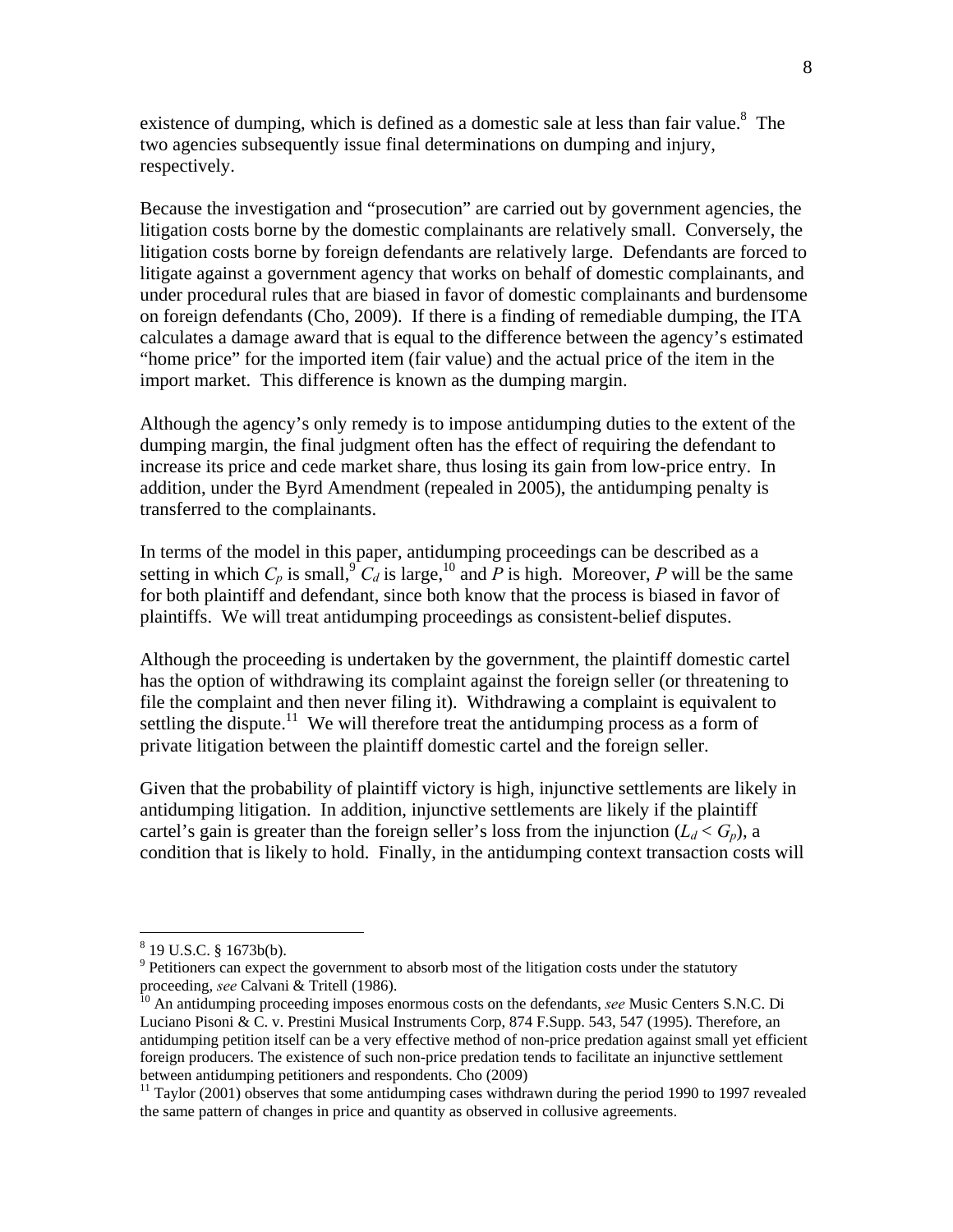existence of dumping, which is defined as a domestic sale at less than fair value.[8] The two agencies subsequently issue final determinations on dumping and injury, respectively.

Because the investigation and "prosecution" are carried out by government agencies, the litigation costs borne by the domestic complainants are relatively small. Conversely, the litigation costs borne by foreign defendants are relatively large. Defendants are forced to litigate against a government agency that works on behalf of domestic complainants, and under procedural rules that are biased in favor of domestic complainants and burdensome on foreign defendants (Cho, 2009). If there is a finding of remediable dumping, the ITA calculates a damage award that is equal to the difference between the agency's estimated "home price" for the imported item (fair value) and the actual price of the item in the import market. This difference is known as the dumping margin.

Although the agency's only remedy is to impose antidumping duties to the extent of the dumping margin, the final judgment often has the effect of requiring the defendant to increase its price and cede market share, thus losing its gain from low-price entry. In addition, under the Byrd Amendment (repealed in 2005), the antidumping penalty is transferred to the complainants.

In terms of the model in this paper, antidumping proceedings can be described as a setting in which $C_p$ is small,[9] $C_d$ is large,[10] and $P$ is high. Moreover, $P$ will be the same for both plaintiff and defendant, since both know that the process is biased in favor of plaintiffs. We will treat antidumping proceedings as consistent-belief disputes.

Although the proceeding is undertaken by the government, the plaintiff domestic cartel has the option of withdrawing its complaint against the foreign seller (or threatening to file the complaint and then never filing it). Withdrawing a complaint is equivalent to settling the dispute.[11] We will therefore treat the antidumping process as a form of private litigation between the plaintiff domestic cartel and the foreign seller.

Given that the probability of plaintiff victory is high, injunctive settlements are likely in antidumping litigation. In addition, injunctive settlements are likely if the plaintiff cartel's gain is greater than the foreign seller's loss from the injunction ($L_d < G_p$), a condition that is likely to hold. Finally, in the antidumping context transaction costs will

---

[8] 19 U.S.C. § 1673b(b).

[9] Petitioners can expect the government to absorb most of the litigation costs under the statutory proceeding, *see* Calvani & Tritell (1986).

[10] An antidumping proceeding imposes enormous costs on the defendants, *see* Music Centers S.N.C. Di Luciano Pisoni & C. v. Prestini Musical Instruments Corp, 874 F.Supp. 543, 547 (1995). Therefore, an antidumping petition itself can be a very effective method of non-price predation against small yet efficient foreign producers. The existence of such non-price predation tends to facilitate an injunctive settlement between antidumping petitioners and respondents. Cho (2009)

[11] Taylor (2001) observes that some antidumping cases withdrawn during the period 1990 to 1997 revealed the same pattern of changes in price and quantity as observed in collusive agreements.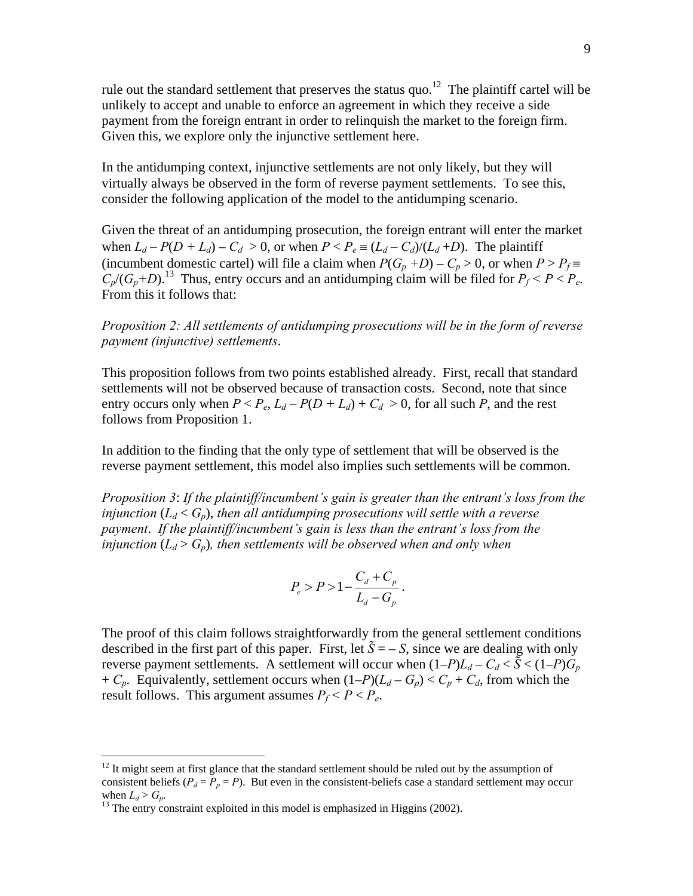rule out the standard settlement that preserves the status quo.[12] The plaintiff cartel will be unlikely to accept and unable to enforce an agreement in which they receive a side payment from the foreign entrant in order to relinquish the market to the foreign firm. Given this, we explore only the injunctive settlement here.

In the antidumping context, injunctive settlements are not only likely, but they will virtually always be observed in the form of reverse payment settlements. To see this, consider the following application of the model to the antidumping scenario.

Given the threat of an antidumping prosecution, the foreign entrant will enter the market when $L_d - P(D + L_d) - C_d > 0$, or when $P < P_e \equiv (L_d - C_d)/(L_d + D)$. The plaintiff (incumbent domestic cartel) will file a claim when $P(G_p + D) - C_p > 0$, or when $P > P_f \equiv C_p/(G_p + D)$.[13] Thus, entry occurs and an antidumping claim will be filed for $P_f < P < P_e$. From this it follows that:

*Proposition 2: All settlements of antidumping prosecutions will be in the form of reverse payment (injunctive) settlements.*

This proposition follows from two points established already. First, recall that standard settlements will not be observed because of transaction costs. Second, note that since entry occurs only when $P < P_e$, $L_d - P(D + L_d) + C_d > 0$, for all such $P$, and the rest follows from Proposition 1.

In addition to the finding that the only type of settlement that will be observed is the reverse payment settlement, this model also implies such settlements will be common.

*Proposition 3*: *If the plaintiff/incumbent's gain is greater than the entrant's loss from the injunction ($L_d < G_p$), then all antidumping prosecutions will settle with a reverse payment. If the plaintiff/incumbent's gain is less than the entrant's loss from the injunction ($L_d > G_p$), then settlements will be observed when and only when*

$$P_e > P > 1 - \frac{C_d + C_p}{L_d - G_p}.$$

The proof of this claim follows straightforwardly from the general settlement conditions described in the first part of this paper. First, let $\tilde{S} = -S$, since we are dealing with only reverse payment settlements. A settlement will occur when $(1-P)L_d - C_d < \tilde{S} < (1-P)G_p + C_p$. Equivalently, settlement occurs when $(1-P)(L_d - G_p) < C_p + C_d$, from which the result follows. This argument assumes $P_f < P < P_e$.

[12] It might seem at first glance that the standard settlement should be ruled out by the assumption of consistent beliefs ($P_d = P_p = P$). But even in the consistent-beliefs case a standard settlement may occur when $L_d > G_p$.

[13] The entry constraint exploited in this model is emphasized in Higgins (2002).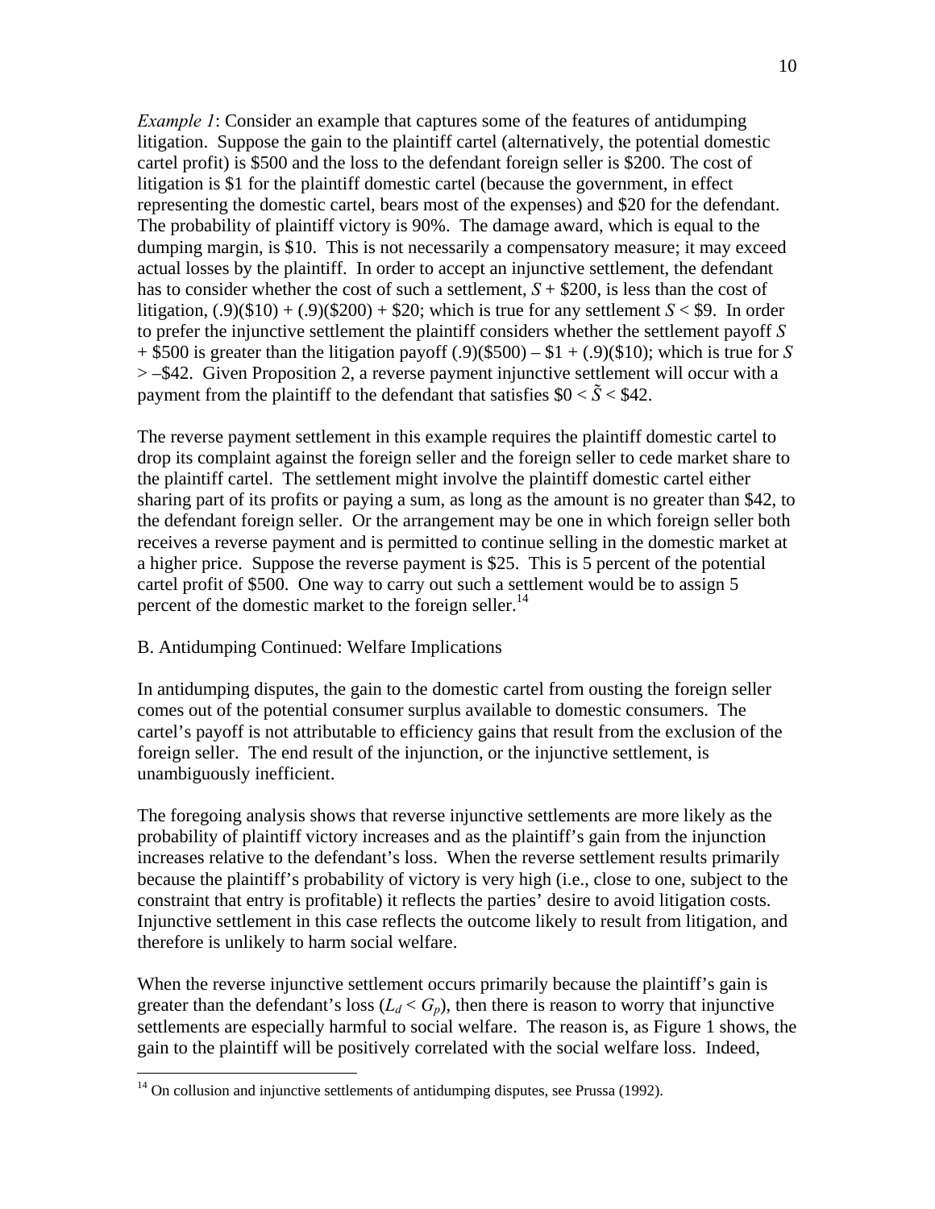*Example 1*: Consider an example that captures some of the features of antidumping litigation. Suppose the gain to the plaintiff cartel (alternatively, the potential domestic cartel profit) is \$500 and the loss to the defendant foreign seller is \$200. The cost of litigation is \$1 for the plaintiff domestic cartel (because the government, in effect representing the domestic cartel, bears most of the expenses) and \$20 for the defendant. The probability of plaintiff victory is 90%. The damage award, which is equal to the dumping margin, is \$10. This is not necessarily a compensatory measure; it may exceed actual losses by the plaintiff. In order to accept an injunctive settlement, the defendant has to consider whether the cost of such a settlement, $S$ + \$200, is less than the cost of litigation, (.9)(\$10) + (.9)(\$200) + \$20; which is true for any settlement $S$ < \$9. In order to prefer the injunctive settlement the plaintiff considers whether the settlement payoff $S$ + \$500 is greater than the litigation payoff (.9)(\$500) – \$1 + (.9)(\$10); which is true for $S$ > –\$42. Given Proposition 2, a reverse payment injunctive settlement will occur with a payment from the plaintiff to the defendant that satisfies \$0 < $\tilde{S}$ < \$42.

The reverse payment settlement in this example requires the plaintiff domestic cartel to drop its complaint against the foreign seller and the foreign seller to cede market share to the plaintiff cartel. The settlement might involve the plaintiff domestic cartel either sharing part of its profits or paying a sum, as long as the amount is no greater than \$42, to the defendant foreign seller. Or the arrangement may be one in which foreign seller both receives a reverse payment and is permitted to continue selling in the domestic market at a higher price. Suppose the reverse payment is \$25. This is 5 percent of the potential cartel profit of \$500. One way to carry out such a settlement would be to assign 5 percent of the domestic market to the foreign seller.[14]

B. Antidumping Continued: Welfare Implications

In antidumping disputes, the gain to the domestic cartel from ousting the foreign seller comes out of the potential consumer surplus available to domestic consumers. The cartel's payoff is not attributable to efficiency gains that result from the exclusion of the foreign seller. The end result of the injunction, or the injunctive settlement, is unambiguously inefficient.

The foregoing analysis shows that reverse injunctive settlements are more likely as the probability of plaintiff victory increases and as the plaintiff's gain from the injunction increases relative to the defendant's loss. When the reverse settlement results primarily because the plaintiff's probability of victory is very high (i.e., close to one, subject to the constraint that entry is profitable) it reflects the parties' desire to avoid litigation costs. Injunctive settlement in this case reflects the outcome likely to result from litigation, and therefore is unlikely to harm social welfare.

When the reverse injunctive settlement occurs primarily because the plaintiff's gain is greater than the defendant's loss ($L_d < G_p$), then there is reason to worry that injunctive settlements are especially harmful to social welfare. The reason is, as Figure 1 shows, the gain to the plaintiff will be positively correlated with the social welfare loss. Indeed,

[14] On collusion and injunctive settlements of antidumping disputes, see Prussa (1992).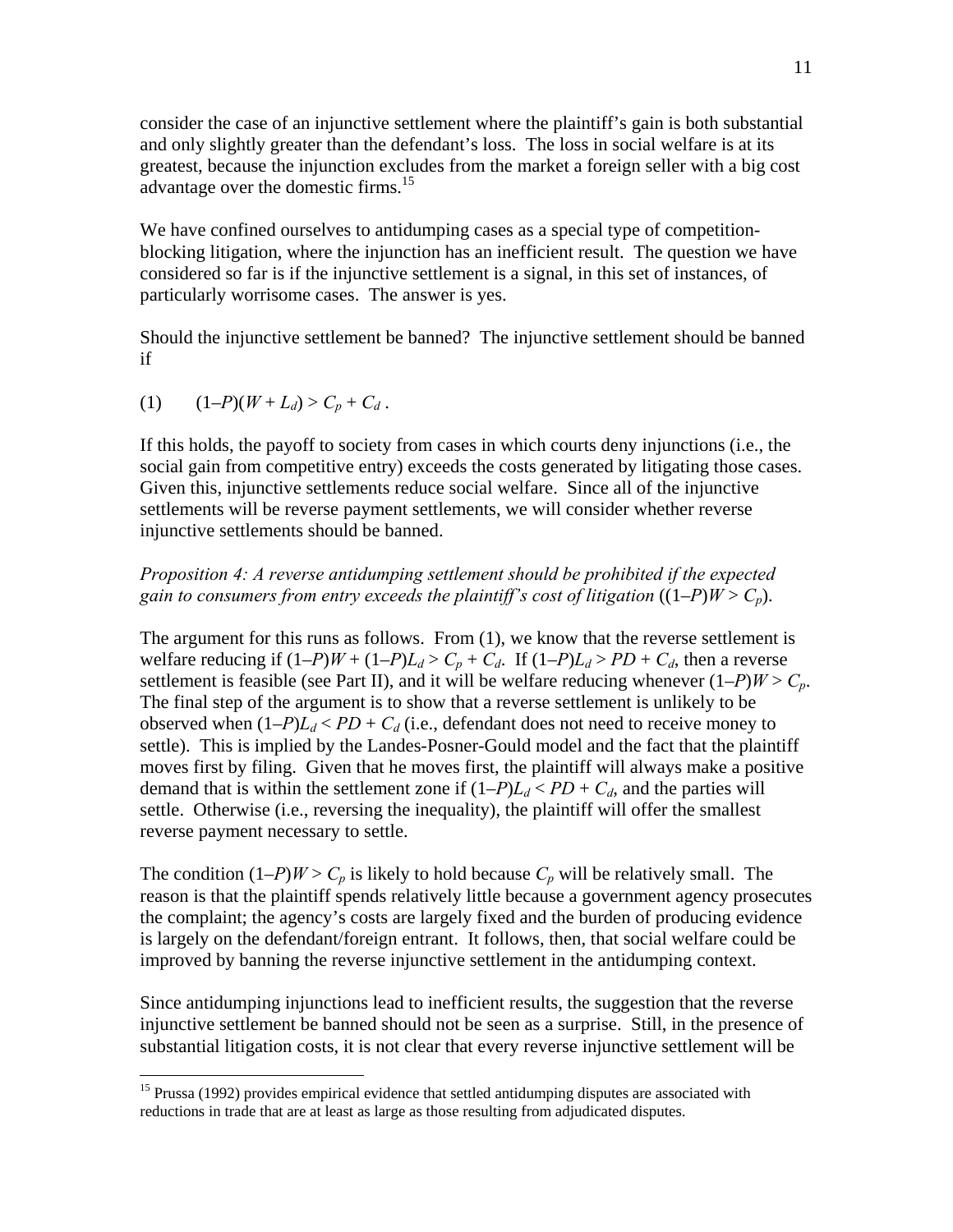consider the case of an injunctive settlement where the plaintiff's gain is both substantial and only slightly greater than the defendant's loss. The loss in social welfare is at its greatest, because the injunction excludes from the market a foreign seller with a big cost advantage over the domestic firms.[15]

We have confined ourselves to antidumping cases as a special type of competition-blocking litigation, where the injunction has an inefficient result. The question we have considered so far is if the injunctive settlement is a signal, in this set of instances, of particularly worrisome cases. The answer is yes.

Should the injunctive settlement be banned? The injunctive settlement should be banned if

$$(1) \qquad (1\text{–}P)(W + L_d) > C_p + C_d \,.$$

If this holds, the payoff to society from cases in which courts deny injunctions (i.e., the social gain from competitive entry) exceeds the costs generated by litigating those cases. Given this, injunctive settlements reduce social welfare. Since all of the injunctive settlements will be reverse payment settlements, we will consider whether reverse injunctive settlements should be banned.

*Proposition 4: A reverse antidumping settlement should be prohibited if the expected gain to consumers from entry exceeds the plaintiff's cost of litigation* ($(1\text{–}P)W > C_p$).

The argument for this runs as follows. From (1), we know that the reverse settlement is welfare reducing if $(1\text{–}P)W + (1\text{–}P)L_d > C_p + C_d$. If $(1\text{–}P)L_d > PD + C_d$, then a reverse settlement is feasible (see Part II), and it will be welfare reducing whenever $(1\text{–}P)W > C_p$. The final step of the argument is to show that a reverse settlement is unlikely to be observed when $(1\text{–}P)L_d < PD + C_d$ (i.e., defendant does not need to receive money to settle). This is implied by the Landes-Posner-Gould model and the fact that the plaintiff moves first by filing. Given that he moves first, the plaintiff will always make a positive demand that is within the settlement zone if $(1\text{–}P)L_d < PD + C_d$, and the parties will settle. Otherwise (i.e., reversing the inequality), the plaintiff will offer the smallest reverse payment necessary to settle.

The condition $(1\text{–}P)W > C_p$ is likely to hold because $C_p$ will be relatively small. The reason is that the plaintiff spends relatively little because a government agency prosecutes the complaint; the agency's costs are largely fixed and the burden of producing evidence is largely on the defendant/foreign entrant. It follows, then, that social welfare could be improved by banning the reverse injunctive settlement in the antidumping context.

Since antidumping injunctions lead to inefficient results, the suggestion that the reverse injunctive settlement be banned should not be seen as a surprise. Still, in the presence of substantial litigation costs, it is not clear that every reverse injunctive settlement will be

[15] Prussa (1992) provides empirical evidence that settled antidumping disputes are associated with reductions in trade that are at least as large as those resulting from adjudicated disputes.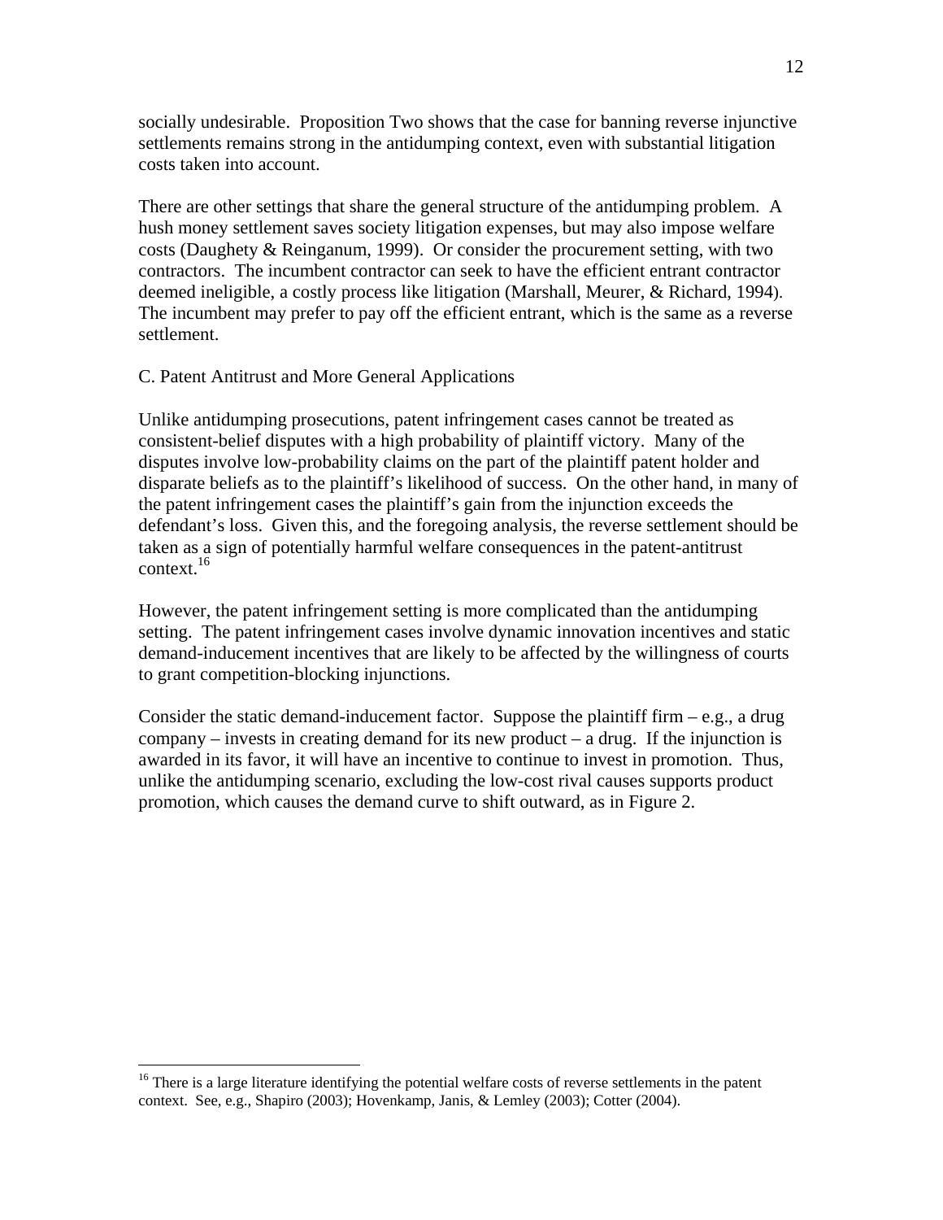socially undesirable. Proposition Two shows that the case for banning reverse injunctive settlements remains strong in the antidumping context, even with substantial litigation costs taken into account.

There are other settings that share the general structure of the antidumping problem. A hush money settlement saves society litigation expenses, but may also impose welfare costs (Daughety & Reinganum, 1999). Or consider the procurement setting, with two contractors. The incumbent contractor can seek to have the efficient entrant contractor deemed ineligible, a costly process like litigation (Marshall, Meurer, & Richard, 1994). The incumbent may prefer to pay off the efficient entrant, which is the same as a reverse settlement.

### C. Patent Antitrust and More General Applications

Unlike antidumping prosecutions, patent infringement cases cannot be treated as consistent-belief disputes with a high probability of plaintiff victory. Many of the disputes involve low-probability claims on the part of the plaintiff patent holder and disparate beliefs as to the plaintiff's likelihood of success. On the other hand, in many of the patent infringement cases the plaintiff's gain from the injunction exceeds the defendant's loss. Given this, and the foregoing analysis, the reverse settlement should be taken as a sign of potentially harmful welfare consequences in the patent-antitrust context.[16]

However, the patent infringement setting is more complicated than the antidumping setting. The patent infringement cases involve dynamic innovation incentives and static demand-inducement incentives that are likely to be affected by the willingness of courts to grant competition-blocking injunctions.

Consider the static demand-inducement factor. Suppose the plaintiff firm – e.g., a drug company – invests in creating demand for its new product – a drug. If the injunction is awarded in its favor, it will have an incentive to continue to invest in promotion. Thus, unlike the antidumping scenario, excluding the low-cost rival causes supports product promotion, which causes the demand curve to shift outward, as in Figure 2.

---

[16] There is a large literature identifying the potential welfare costs of reverse settlements in the patent context. See, e.g., Shapiro (2003); Hovenkamp, Janis, & Lemley (2003); Cotter (2004).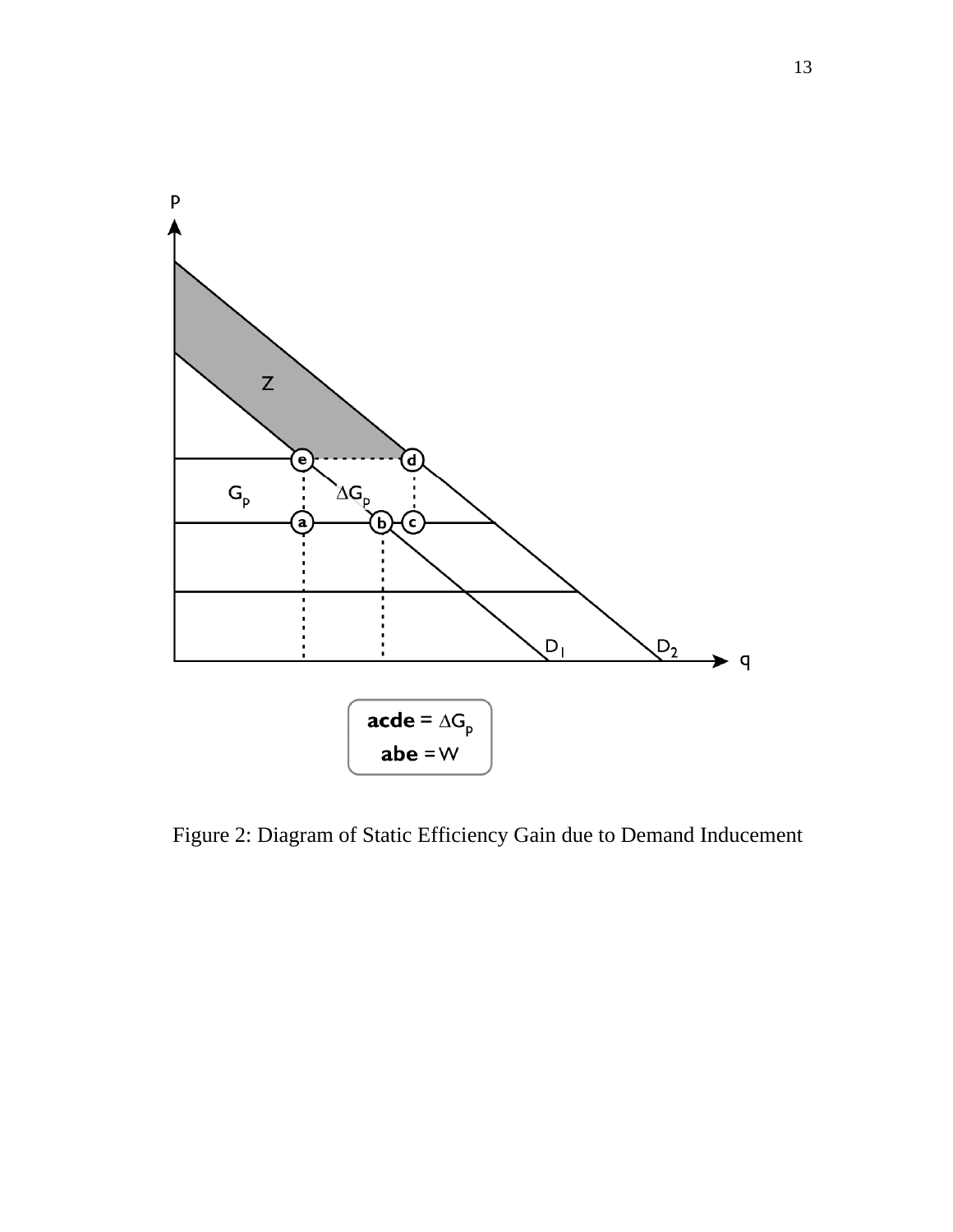Figure 2: Diagram of Static Efficiency Gain due to Demand Inducement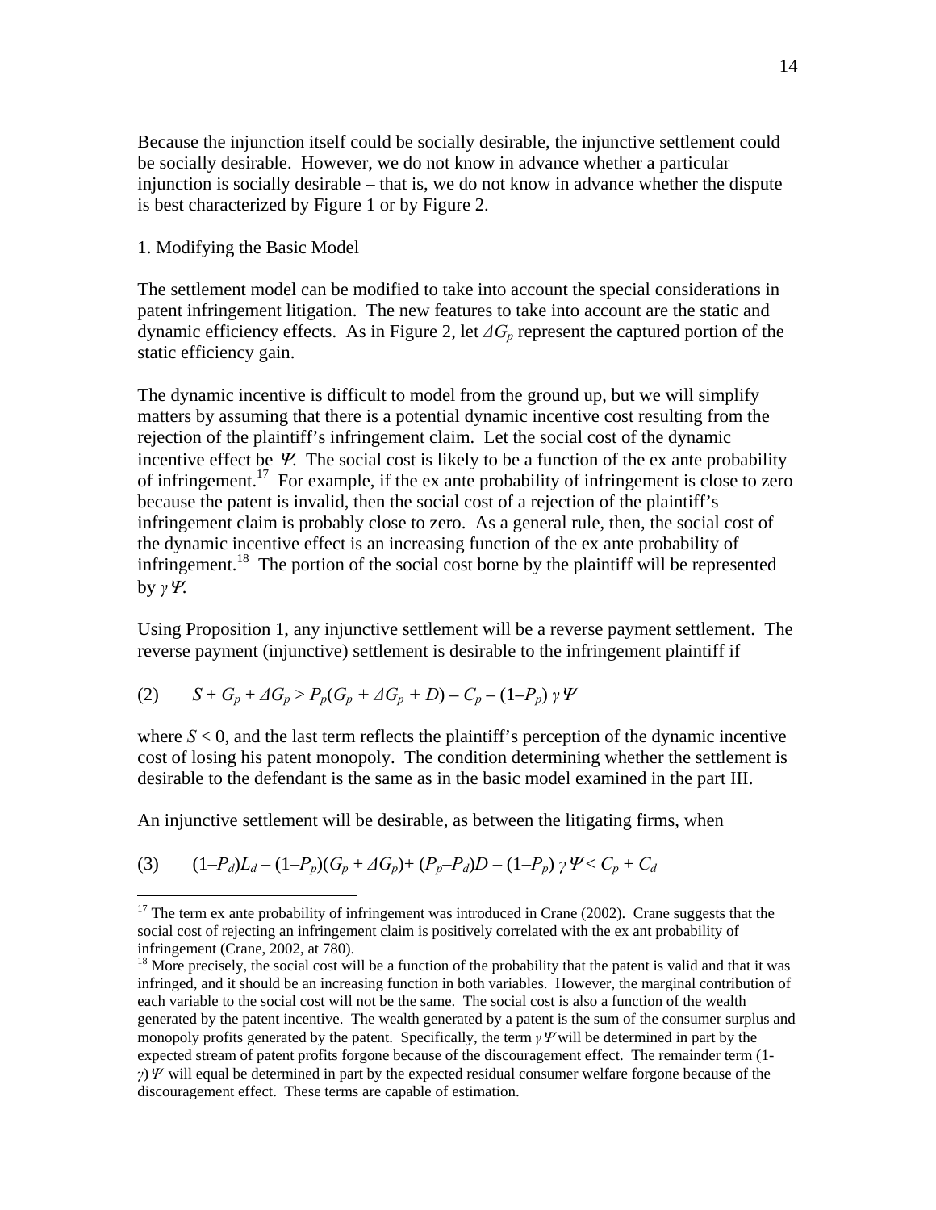Because the injunction itself could be socially desirable, the injunctive settlement could be socially desirable. However, we do not know in advance whether a particular injunction is socially desirable – that is, we do not know in advance whether the dispute is best characterized by Figure 1 or by Figure 2.

1. Modifying the Basic Model

The settlement model can be modified to take into account the special considerations in patent infringement litigation. The new features to take into account are the static and dynamic efficiency effects. As in Figure 2, let $\Delta G_p$ represent the captured portion of the static efficiency gain.

The dynamic incentive is difficult to model from the ground up, but we will simplify matters by assuming that there is a potential dynamic incentive cost resulting from the rejection of the plaintiff's infringement claim. Let the social cost of the dynamic incentive effect be $\Psi$. The social cost is likely to be a function of the ex ante probability of infringement.[17] For example, if the ex ante probability of infringement is close to zero because the patent is invalid, then the social cost of a rejection of the plaintiff's infringement claim is probably close to zero. As a general rule, then, the social cost of the dynamic incentive effect is an increasing function of the ex ante probability of infringement.[18] The portion of the social cost borne by the plaintiff will be represented by $\gamma\Psi$.

Using Proposition 1, any injunctive settlement will be a reverse payment settlement. The reverse payment (injunctive) settlement is desirable to the infringement plaintiff if

$$(2) \qquad S + G_p + \Delta G_p > P_p(G_p + \Delta G_p + D) - C_p - (1-P_p)\,\gamma\Psi$$

where $S < 0$, and the last term reflects the plaintiff's perception of the dynamic incentive cost of losing his patent monopoly. The condition determining whether the settlement is desirable to the defendant is the same as in the basic model examined in the part III.

An injunctive settlement will be desirable, as between the litigating firms, when

$$(3) \qquad (1-P_d)L_d - (1-P_p)(G_p + \Delta G_p) + (P_p - P_d)D - (1-P_p)\,\gamma\Psi < C_p + C_d$$

---

[17] The term ex ante probability of infringement was introduced in Crane (2002). Crane suggests that the social cost of rejecting an infringement claim is positively correlated with the ex ant probability of infringement (Crane, 2002, at 780).

[18] More precisely, the social cost will be a function of the probability that the patent is valid and that it was infringed, and it should be an increasing function in both variables. However, the marginal contribution of each variable to the social cost will not be the same. The social cost is also a function of the wealth generated by the patent incentive. The wealth generated by a patent is the sum of the consumer surplus and monopoly profits generated by the patent. Specifically, the term $\gamma\Psi$ will be determined in part by the expected stream of patent profits forgone because of the discouragement effect. The remainder term $(1-\gamma)\Psi$ will equal be determined in part by the expected residual consumer welfare forgone because of the discouragement effect. These terms are capable of estimation.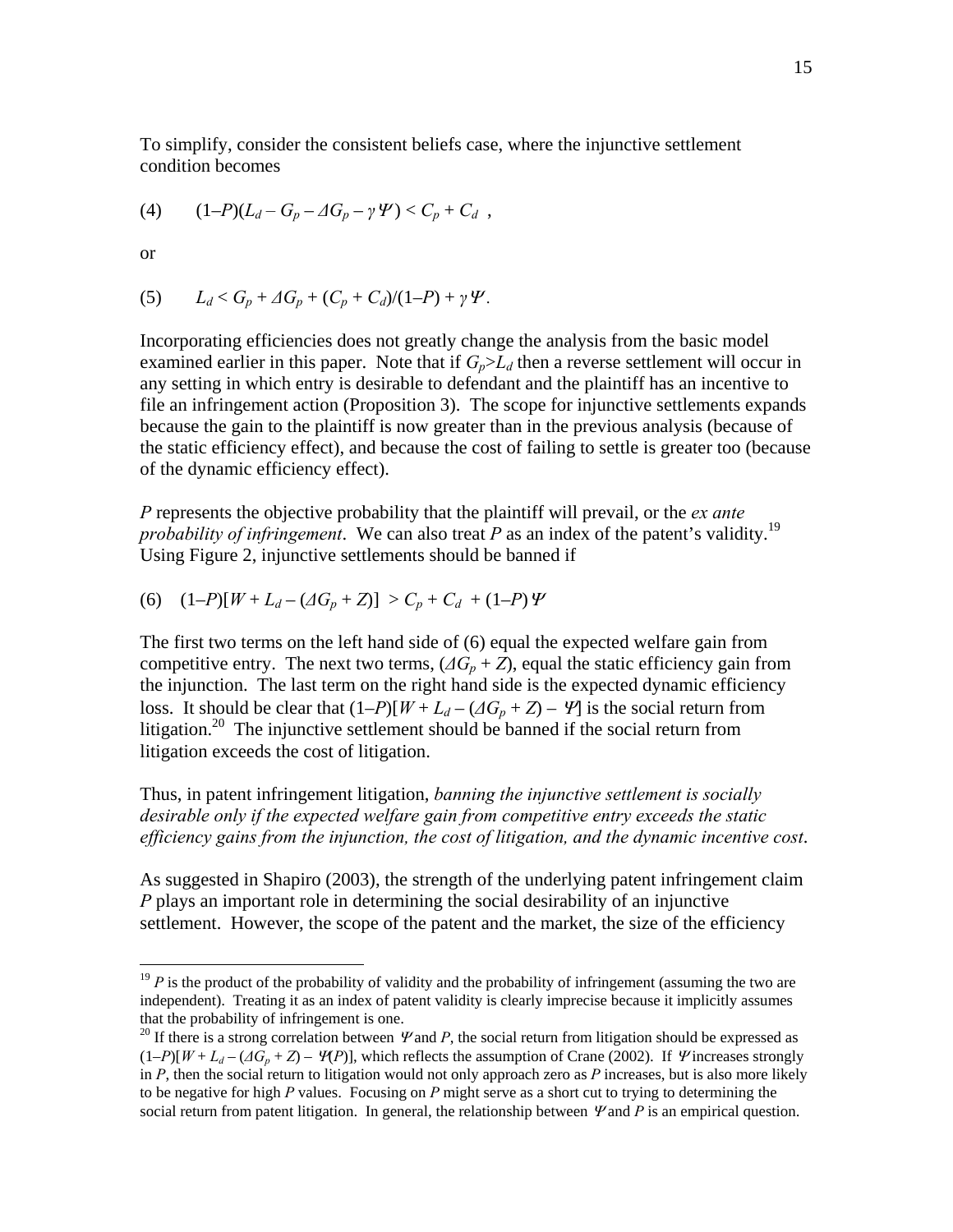To simplify, consider the consistent beliefs case, where the injunctive settlement condition becomes

$$(4) \qquad (1-P)(L_d - G_p - \Delta G_p - \gamma \Psi) < C_p + C_d \ ,$$

or

$$(5) \qquad L_d < G_p + \Delta G_p + (C_p + C_d)/(1-P) + \gamma \Psi .$$

Incorporating efficiencies does not greatly change the analysis from the basic model examined earlier in this paper. Note that if $G_p > L_d$ then a reverse settlement will occur in any setting in which entry is desirable to defendant and the plaintiff has an incentive to file an infringement action (Proposition 3). The scope for injunctive settlements expands because the gain to the plaintiff is now greater than in the previous analysis (because of the static efficiency effect), and because the cost of failing to settle is greater too (because of the dynamic efficiency effect).

$P$ represents the objective probability that the plaintiff will prevail, or the *ex ante probability of infringement*. We can also treat $P$ as an index of the patent's validity.[19] Using Figure 2, injunctive settlements should be banned if

$$(6) \quad (1-P)[W + L_d - (\Delta G_p + Z)] > C_p + C_d + (1-P)\Psi$$

The first two terms on the left hand side of (6) equal the expected welfare gain from competitive entry. The next two terms, $(\Delta G_p + Z)$, equal the static efficiency gain from the injunction. The last term on the right hand side is the expected dynamic efficiency loss. It should be clear that $(1-P)[W + L_d - (\Delta G_p + Z) - \Psi]$ is the social return from litigation.[20] The injunctive settlement should be banned if the social return from litigation exceeds the cost of litigation.

Thus, in patent infringement litigation, *banning the injunctive settlement is socially desirable only if the expected welfare gain from competitive entry exceeds the static efficiency gains from the injunction, the cost of litigation, and the dynamic incentive cost*.

As suggested in Shapiro (2003), the strength of the underlying patent infringement claim $P$ plays an important role in determining the social desirability of an injunctive settlement. However, the scope of the patent and the market, the size of the efficiency

---

[19] $P$ is the product of the probability of validity and the probability of infringement (assuming the two are independent). Treating it as an index of patent validity is clearly imprecise because it implicitly assumes that the probability of infringement is one.

[20] If there is a strong correlation between $\Psi$ and $P$, the social return from litigation should be expressed as $(1-P)[W + L_d - (\Delta G_p + Z) - \Psi(P)]$, which reflects the assumption of Crane (2002). If $\Psi$ increases strongly in $P$, then the social return to litigation would not only approach zero as $P$ increases, but is also more likely to be negative for high $P$ values. Focusing on $P$ might serve as a short cut to trying to determining the social return from patent litigation. In general, the relationship between $\Psi$ and $P$ is an empirical question.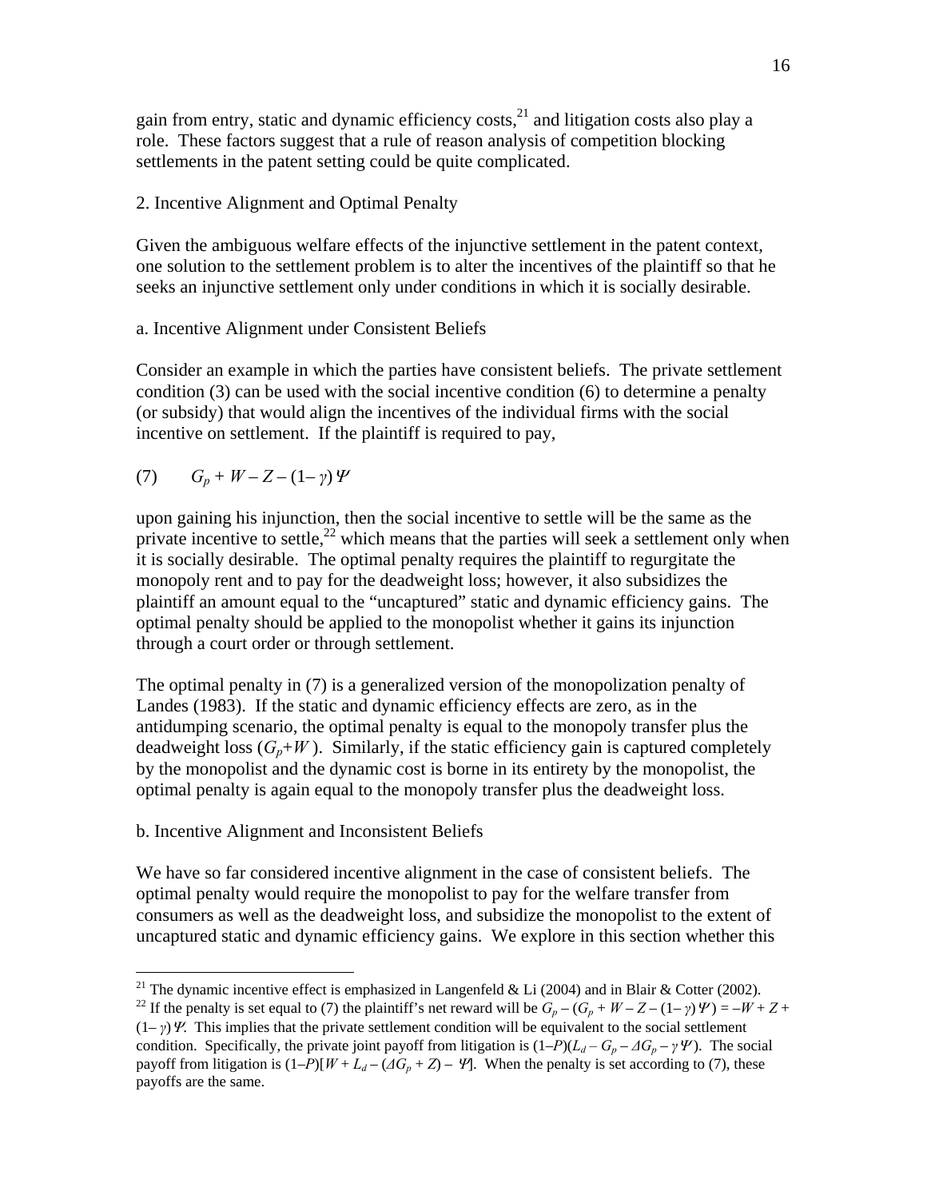gain from entry, static and dynamic efficiency costs,[21] and litigation costs also play a role. These factors suggest that a rule of reason analysis of competition blocking settlements in the patent setting could be quite complicated.

## 2. Incentive Alignment and Optimal Penalty

Given the ambiguous welfare effects of the injunctive settlement in the patent context, one solution to the settlement problem is to alter the incentives of the plaintiff so that he seeks an injunctive settlement only under conditions in which it is socially desirable.

### a. Incentive Alignment under Consistent Beliefs

Consider an example in which the parties have consistent beliefs. The private settlement condition (3) can be used with the social incentive condition (6) to determine a penalty (or subsidy) that would align the incentives of the individual firms with the social incentive on settlement. If the plaintiff is required to pay,

$$(7) \qquad G_p + W - Z - (1-\gamma)\Psi$$

upon gaining his injunction, then the social incentive to settle will be the same as the private incentive to settle,[22] which means that the parties will seek a settlement only when it is socially desirable. The optimal penalty requires the plaintiff to regurgitate the monopoly rent and to pay for the deadweight loss; however, it also subsidizes the plaintiff an amount equal to the "uncaptured" static and dynamic efficiency gains. The optimal penalty should be applied to the monopolist whether it gains its injunction through a court order or through settlement.

The optimal penalty in (7) is a generalized version of the monopolization penalty of Landes (1983). If the static and dynamic efficiency effects are zero, as in the antidumping scenario, the optimal penalty is equal to the monopoly transfer plus the deadweight loss ($G_p$+$W$). Similarly, if the static efficiency gain is captured completely by the monopolist and the dynamic cost is borne in its entirety by the monopolist, the optimal penalty is again equal to the monopoly transfer plus the deadweight loss.

### b. Incentive Alignment and Inconsistent Beliefs

We have so far considered incentive alignment in the case of consistent beliefs. The optimal penalty would require the monopolist to pay for the welfare transfer from consumers as well as the deadweight loss, and subsidize the monopolist to the extent of uncaptured static and dynamic efficiency gains. We explore in this section whether this

---

[21] The dynamic incentive effect is emphasized in Langenfeld & Li (2004) and in Blair & Cotter (2002).

[22] If the penalty is set equal to (7) the plaintiff's net reward will be $G_p - (G_p + W - Z - (1-\gamma)\Psi) = -W + Z + (1-\gamma)\Psi$. This implies that the private settlement condition will be equivalent to the social settlement condition. Specifically, the private joint payoff from litigation is $(1-P)(L_d - G_p - \Delta G_p - \gamma\Psi)$. The social payoff from litigation is $(1-P)[W + L_d - (\Delta G_p + Z) - \Psi]$. When the penalty is set according to (7), these payoffs are the same.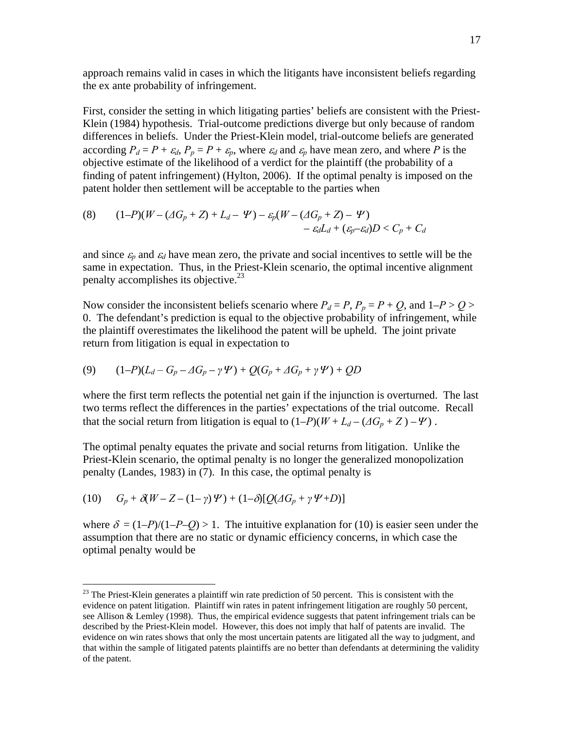approach remains valid in cases in which the litigants have inconsistent beliefs regarding the ex ante probability of infringement.

First, consider the setting in which litigating parties' beliefs are consistent with the Priest-Klein (1984) hypothesis. Trial-outcome predictions diverge but only because of random differences in beliefs. Under the Priest-Klein model, trial-outcome beliefs are generated according $P_d = P + \varepsilon_d$, $P_p = P + \varepsilon_p$, where $\varepsilon_d$ and $\varepsilon_p$ have mean zero, and where $P$ is the objective estimate of the likelihood of a verdict for the plaintiff (the probability of a finding of patent infringement) (Hylton, 2006). If the optimal penalty is imposed on the patent holder then settlement will be acceptable to the parties when

$$(8) \qquad (1-P)(W - (\Delta G_p + Z) + L_d - \Psi) - \varepsilon_p(W - (\Delta G_p + Z) - \Psi) - \varepsilon_d L_d + (\varepsilon_p - \varepsilon_d)D < C_p + C_d$$

and since $\varepsilon_p$ and $\varepsilon_d$ have mean zero, the private and social incentives to settle will be the same in expectation. Thus, in the Priest-Klein scenario, the optimal incentive alignment penalty accomplishes its objective.[23]

Now consider the inconsistent beliefs scenario where $P_d = P$, $P_p = P + Q$, and $1-P > Q > 0$. The defendant's prediction is equal to the objective probability of infringement, while the plaintiff overestimates the likelihood the patent will be upheld. The joint private return from litigation is equal in expectation to

$$(9) \qquad (1-P)(L_d - G_p - \Delta G_p - \gamma\Psi) + Q(G_p + \Delta G_p + \gamma\Psi) + QD$$

where the first term reflects the potential net gain if the injunction is overturned. The last two terms reflect the differences in the parties' expectations of the trial outcome. Recall that the social return from litigation is equal to $(1-P)(W + L_d - (\Delta G_p + Z) - \Psi)$ .

The optimal penalty equates the private and social returns from litigation. Unlike the Priest-Klein scenario, the optimal penalty is no longer the generalized monopolization penalty (Landes, 1983) in (7). In this case, the optimal penalty is

$$(10) \qquad G_p + \delta(W - Z - (1-\gamma)\Psi) + (1-\delta)[Q(\Delta G_p + \gamma\Psi + D)]$$

where $\delta = (1-P)/(1-P-Q) > 1$. The intuitive explanation for (10) is easier seen under the assumption that there are no static or dynamic efficiency concerns, in which case the optimal penalty would be

---

[23] The Priest-Klein generates a plaintiff win rate prediction of 50 percent. This is consistent with the evidence on patent litigation. Plaintiff win rates in patent infringement litigation are roughly 50 percent, see Allison & Lemley (1998). Thus, the empirical evidence suggests that patent infringement trials can be described by the Priest-Klein model. However, this does not imply that half of patents are invalid. The evidence on win rates shows that only the most uncertain patents are litigated all the way to judgment, and that within the sample of litigated patents plaintiffs are no better than defendants at determining the validity of the patent.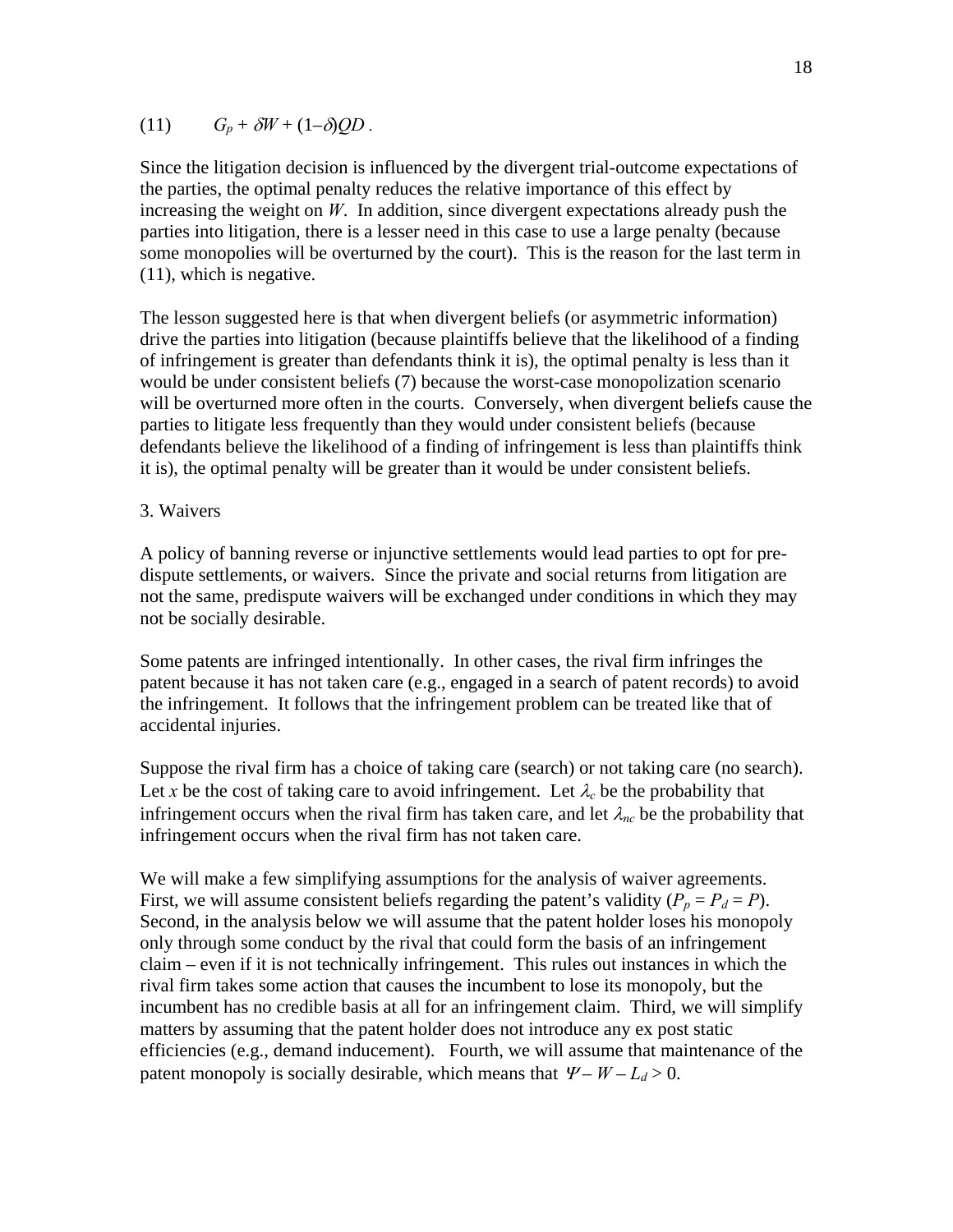$$(11) \qquad G_p + \delta W + (1-\delta)QD\ .$$

Since the litigation decision is influenced by the divergent trial-outcome expectations of the parties, the optimal penalty reduces the relative importance of this effect by increasing the weight on $W$. In addition, since divergent expectations already push the parties into litigation, there is a lesser need in this case to use a large penalty (because some monopolies will be overturned by the court). This is the reason for the last term in (11), which is negative.

The lesson suggested here is that when divergent beliefs (or asymmetric information) drive the parties into litigation (because plaintiffs believe that the likelihood of a finding of infringement is greater than defendants think it is), the optimal penalty is less than it would be under consistent beliefs (7) because the worst-case monopolization scenario will be overturned more often in the courts. Conversely, when divergent beliefs cause the parties to litigate less frequently than they would under consistent beliefs (because defendants believe the likelihood of a finding of infringement is less than plaintiffs think it is), the optimal penalty will be greater than it would be under consistent beliefs.

3. Waivers

A policy of banning reverse or injunctive settlements would lead parties to opt for pre-dispute settlements, or waivers. Since the private and social returns from litigation are not the same, predispute waivers will be exchanged under conditions in which they may not be socially desirable.

Some patents are infringed intentionally. In other cases, the rival firm infringes the patent because it has not taken care (e.g., engaged in a search of patent records) to avoid the infringement. It follows that the infringement problem can be treated like that of accidental injuries.

Suppose the rival firm has a choice of taking care (search) or not taking care (no search). Let $x$ be the cost of taking care to avoid infringement. Let $\lambda_c$ be the probability that infringement occurs when the rival firm has taken care, and let $\lambda_{nc}$ be the probability that infringement occurs when the rival firm has not taken care.

We will make a few simplifying assumptions for the analysis of waiver agreements. First, we will assume consistent beliefs regarding the patent's validity ($P_p = P_d = P$). Second, in the analysis below we will assume that the patent holder loses his monopoly only through some conduct by the rival that could form the basis of an infringement claim – even if it is not technically infringement. This rules out instances in which the rival firm takes some action that causes the incumbent to lose its monopoly, but the incumbent has no credible basis at all for an infringement claim. Third, we will simplify matters by assuming that the patent holder does not introduce any ex post static efficiencies (e.g., demand inducement). Fourth, we will assume that maintenance of the patent monopoly is socially desirable, which means that $\Psi - W - L_d > 0$.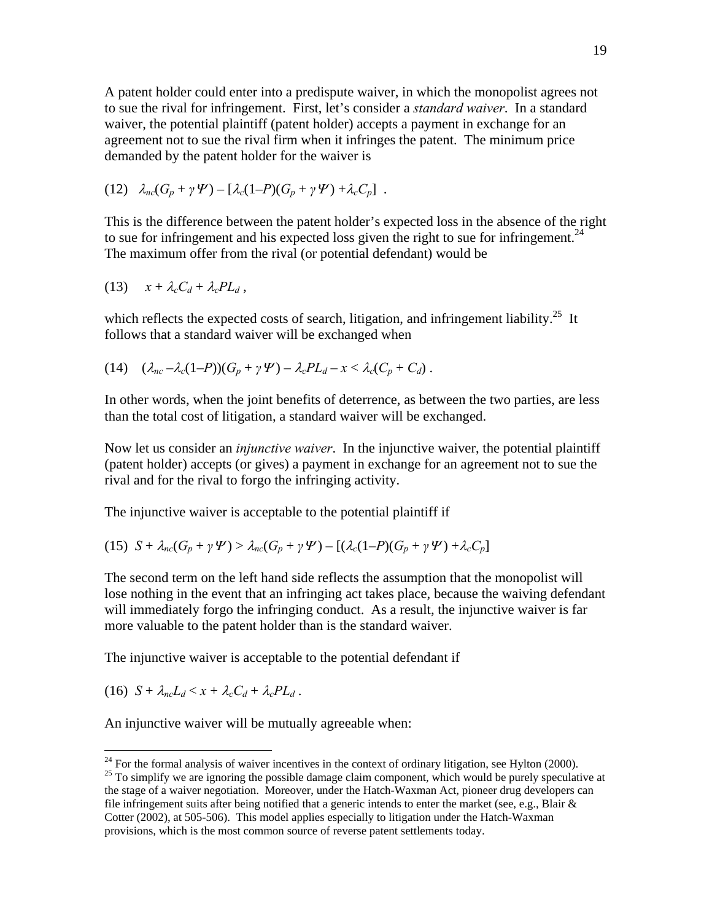A patent holder could enter into a predispute waiver, in which the monopolist agrees not to sue the rival for infringement. First, let's consider a *standard waiver*. In a standard waiver, the potential plaintiff (patent holder) accepts a payment in exchange for an agreement not to sue the rival firm when it infringes the patent. The minimum price demanded by the patent holder for the waiver is

$$(12)\quad \lambda_{nc}(G_p + \gamma\Psi) - [\lambda_c(1-P)(G_p + \gamma\Psi) + \lambda_c C_p]\ .$$

This is the difference between the patent holder's expected loss in the absence of the right to sue for infringement and his expected loss given the right to sue for infringement.[24] The maximum offer from the rival (or potential defendant) would be

$$(13)\quad x + \lambda_c C_d + \lambda_c P L_d\ ,$$

which reflects the expected costs of search, litigation, and infringement liability.[25] It follows that a standard waiver will be exchanged when

$$(14)\quad (\lambda_{nc} - \lambda_c(1-P))(G_p + \gamma\Psi) - \lambda_c P L_d - x < \lambda_c(C_p + C_d)\ .$$

In other words, when the joint benefits of deterrence, as between the two parties, are less than the total cost of litigation, a standard waiver will be exchanged.

Now let us consider an *injunctive waiver*. In the injunctive waiver, the potential plaintiff (patent holder) accepts (or gives) a payment in exchange for an agreement not to sue the rival and for the rival to forgo the infringing activity.

The injunctive waiver is acceptable to the potential plaintiff if

$$(15)\quad S + \lambda_{nc}(G_p + \gamma\Psi) > \lambda_{nc}(G_p + \gamma\Psi) - [(\lambda_c(1-P)(G_p + \gamma\Psi) + \lambda_c C_p]$$

The second term on the left hand side reflects the assumption that the monopolist will lose nothing in the event that an infringing act takes place, because the waiving defendant will immediately forgo the infringing conduct. As a result, the injunctive waiver is far more valuable to the patent holder than is the standard waiver.

The injunctive waiver is acceptable to the potential defendant if

$$(16)\quad S + \lambda_{nc} L_d < x + \lambda_c C_d + \lambda_c P L_d\ .$$

An injunctive waiver will be mutually agreeable when:

---

[24] For the formal analysis of waiver incentives in the context of ordinary litigation, see Hylton (2000).

[25] To simplify we are ignoring the possible damage claim component, which would be purely speculative at the stage of a waiver negotiation. Moreover, under the Hatch-Waxman Act, pioneer drug developers can file infringement suits after being notified that a generic intends to enter the market (see, e.g., Blair & Cotter (2002), at 505-506). This model applies especially to litigation under the Hatch-Waxman provisions, which is the most common source of reverse patent settlements today.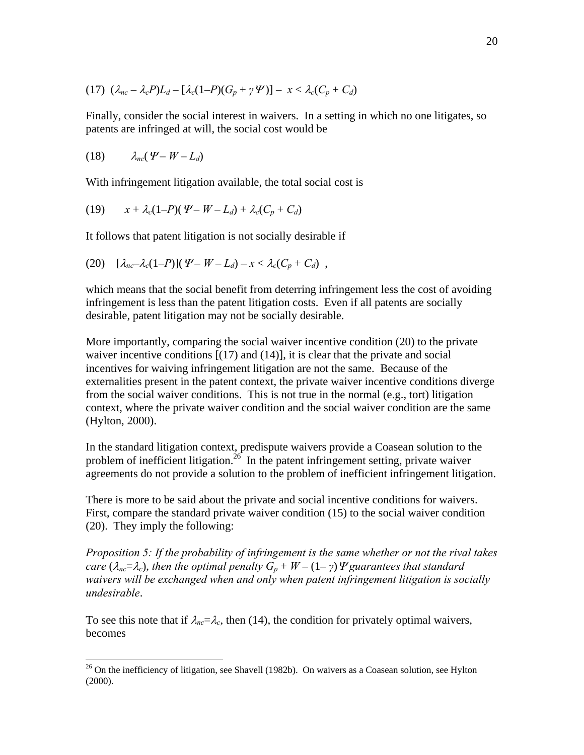$$(17)\quad (\lambda_{nc} - \lambda_c P)L_d - [\lambda_c(1\text{–}P)(G_p + \gamma\Psi)] - x < \lambda_c(C_p + C_d)$$

Finally, consider the social interest in waivers. In a setting in which no one litigates, so patents are infringed at will, the social cost would be

$$(18)\qquad \lambda_{nc}(\Psi - W - L_d)$$

With infringement litigation available, the total social cost is

$$(19)\qquad x + \lambda_c(1\text{–}P)(\Psi - W - L_d) + \lambda_c(C_p + C_d)$$

It follows that patent litigation is not socially desirable if

$$(20)\quad [\lambda_{nc}\text{–}\lambda_c(1\text{–}P)](\Psi - W - L_d) - x < \lambda_c(C_p + C_d)\ ,$$

which means that the social benefit from deterring infringement less the cost of avoiding infringement is less than the patent litigation costs. Even if all patents are socially desirable, patent litigation may not be socially desirable.

More importantly, comparing the social waiver incentive condition (20) to the private waiver incentive conditions [(17) and (14)], it is clear that the private and social incentives for waiving infringement litigation are not the same. Because of the externalities present in the patent context, the private waiver incentive conditions diverge from the social waiver conditions. This is not true in the normal (e.g., tort) litigation context, where the private waiver condition and the social waiver condition are the same (Hylton, 2000).

In the standard litigation context, predispute waivers provide a Coasean solution to the problem of inefficient litigation.[26] In the patent infringement setting, private waiver agreements do not provide a solution to the problem of inefficient infringement litigation.

There is more to be said about the private and social incentive conditions for waivers. First, compare the standard private waiver condition (15) to the social waiver condition (20). They imply the following:

*Proposition 5: If the probability of infringement is the same whether or not the rival takes care ($\lambda_{nc}=\lambda_c$), then the optimal penalty $G_p + W - (1\text{–}\gamma)\Psi$ guarantees that standard waivers will be exchanged when and only when patent infringement litigation is socially undesirable.*

To see this note that if $\lambda_{nc}=\lambda_c$, then (14), the condition for privately optimal waivers, becomes

[26] On the inefficiency of litigation, see Shavell (1982b). On waivers as a Coasean solution, see Hylton (2000).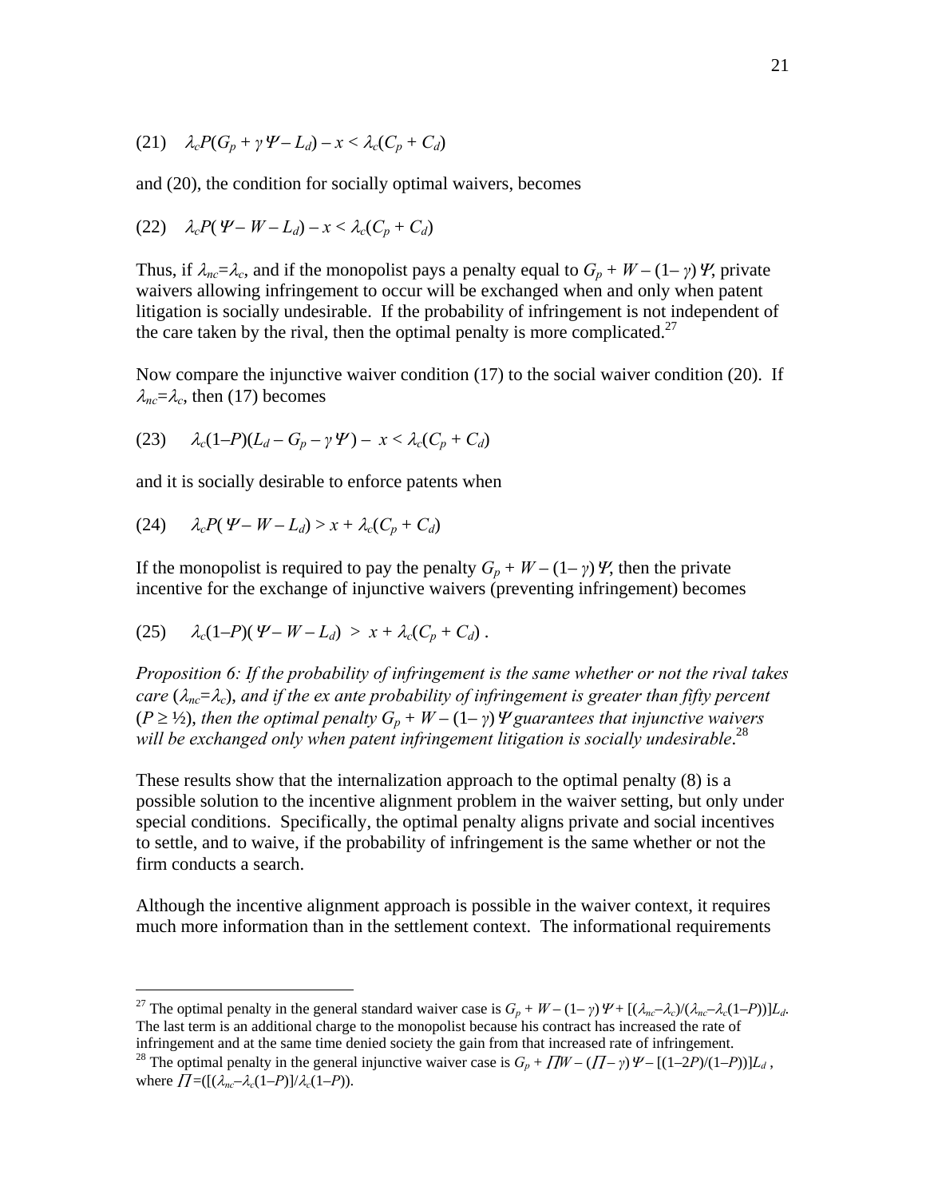$$(21) \quad \lambda_c P(G_p + \gamma \Psi - L_d) - x < \lambda_c(C_p + C_d)$$

and (20), the condition for socially optimal waivers, becomes

$$(22) \quad \lambda_c P(\Psi - W - L_d) - x < \lambda_c(C_p + C_d)$$

Thus, if $\lambda_{nc}=\lambda_c$, and if the monopolist pays a penalty equal to $G_p + W - (1-\gamma)\Psi$, private waivers allowing infringement to occur will be exchanged when and only when patent litigation is socially undesirable. If the probability of infringement is not independent of the care taken by the rival, then the optimal penalty is more complicated.[27]

Now compare the injunctive waiver condition (17) to the social waiver condition (20). If $\lambda_{nc}=\lambda_c$, then (17) becomes

$$(23) \quad \lambda_c(1-P)(L_d - G_p - \gamma\Psi) - x < \lambda_c(C_p + C_d)$$

and it is socially desirable to enforce patents when

$$(24) \quad \lambda_c P(\Psi - W - L_d) > x + \lambda_c(C_p + C_d)$$

If the monopolist is required to pay the penalty $G_p + W - (1-\gamma)\Psi$, then the private incentive for the exchange of injunctive waivers (preventing infringement) becomes

$$(25) \quad \lambda_c(1-P)(\Psi - W - L_d) > x + \lambda_c(C_p + C_d) .$$

*Proposition 6: If the probability of infringement is the same whether or not the rival takes care ($\lambda_{nc}=\lambda_c$), and if the ex ante probability of infringement is greater than fifty percent ($P \geq ½$), then the optimal penalty $G_p + W - (1-\gamma)\Psi$ guarantees that injunctive waivers will be exchanged only when patent infringement litigation is socially undesirable*.[28]

These results show that the internalization approach to the optimal penalty (8) is a possible solution to the incentive alignment problem in the waiver setting, but only under special conditions. Specifically, the optimal penalty aligns private and social incentives to settle, and to waive, if the probability of infringement is the same whether or not the firm conducts a search.

Although the incentive alignment approach is possible in the waiver context, it requires much more information than in the settlement context. The informational requirements

---

[27] The optimal penalty in the general standard waiver case is $G_p + W - (1-\gamma)\Psi + [(\lambda_{nc}-\lambda_c)/(\lambda_{nc}-\lambda_c(1-P))]L_d$. The last term is an additional charge to the monopolist because his contract has increased the rate of infringement and at the same time denied society the gain from that increased rate of infringement.

[28] The optimal penalty in the general injunctive waiver case is $G_p + \Pi W - (\Pi - \gamma)\Psi - [(1-2P)/(1-P))]L_d$, where $\Pi=([(\lambda_{nc}-\lambda_c(1-P)]/\lambda_c(1-P))$.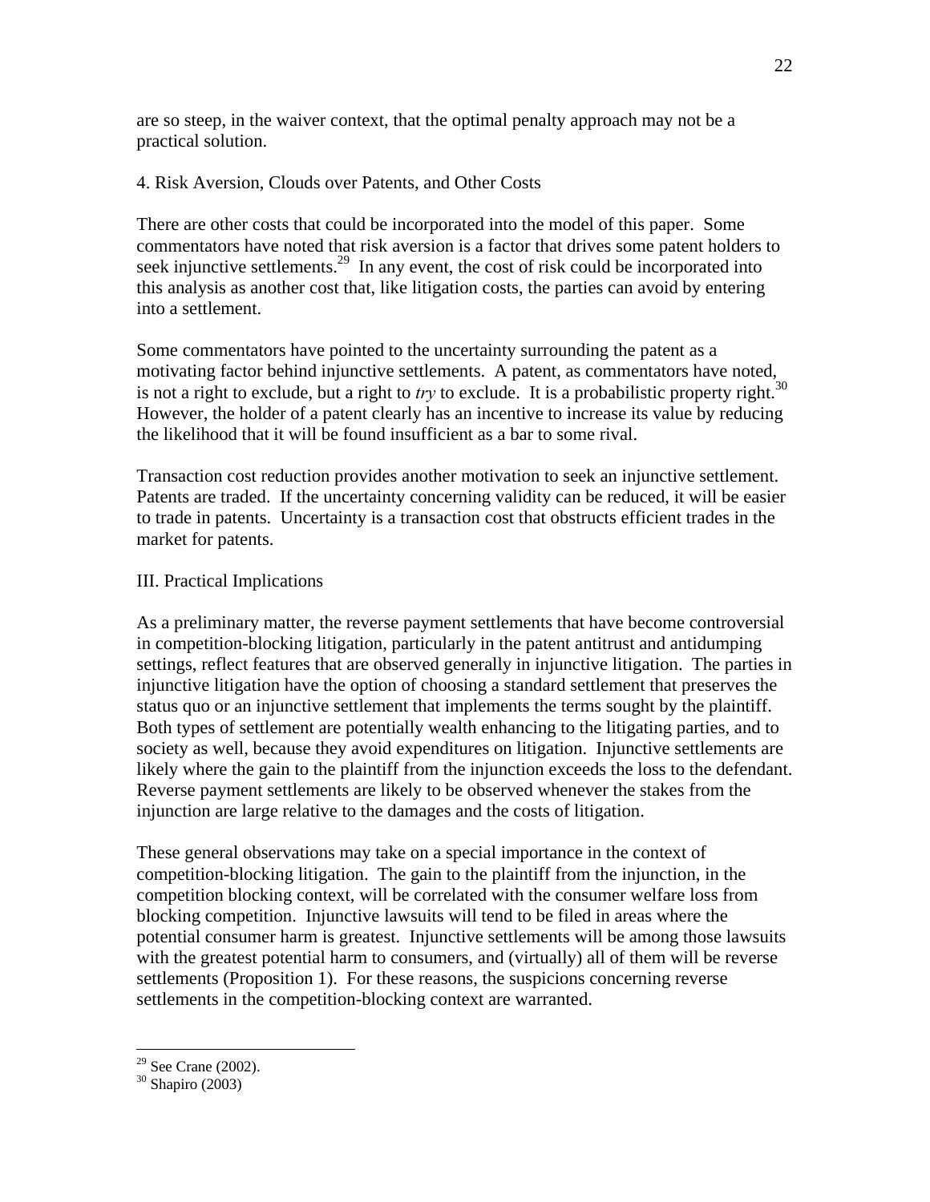are so steep, in the waiver context, that the optimal penalty approach may not be a practical solution.

### 4. Risk Aversion, Clouds over Patents, and Other Costs

There are other costs that could be incorporated into the model of this paper. Some commentators have noted that risk aversion is a factor that drives some patent holders to seek injunctive settlements.[29] In any event, the cost of risk could be incorporated into this analysis as another cost that, like litigation costs, the parties can avoid by entering into a settlement.

Some commentators have pointed to the uncertainty surrounding the patent as a motivating factor behind injunctive settlements. A patent, as commentators have noted, is not a right to exclude, but a right to *try* to exclude. It is a probabilistic property right.[30] However, the holder of a patent clearly has an incentive to increase its value by reducing the likelihood that it will be found insufficient as a bar to some rival.

Transaction cost reduction provides another motivation to seek an injunctive settlement. Patents are traded. If the uncertainty concerning validity can be reduced, it will be easier to trade in patents. Uncertainty is a transaction cost that obstructs efficient trades in the market for patents.

## III. Practical Implications

As a preliminary matter, the reverse payment settlements that have become controversial in competition-blocking litigation, particularly in the patent antitrust and antidumping settings, reflect features that are observed generally in injunctive litigation. The parties in injunctive litigation have the option of choosing a standard settlement that preserves the status quo or an injunctive settlement that implements the terms sought by the plaintiff. Both types of settlement are potentially wealth enhancing to the litigating parties, and to society as well, because they avoid expenditures on litigation. Injunctive settlements are likely where the gain to the plaintiff from the injunction exceeds the loss to the defendant. Reverse payment settlements are likely to be observed whenever the stakes from the injunction are large relative to the damages and the costs of litigation.

These general observations may take on a special importance in the context of competition-blocking litigation. The gain to the plaintiff from the injunction, in the competition blocking context, will be correlated with the consumer welfare loss from blocking competition. Injunctive lawsuits will tend to be filed in areas where the potential consumer harm is greatest. Injunctive settlements will be among those lawsuits with the greatest potential harm to consumers, and (virtually) all of them will be reverse settlements (Proposition 1). For these reasons, the suspicions concerning reverse settlements in the competition-blocking context are warranted.

---

[29] See Crane (2002).

[30] Shapiro (2003)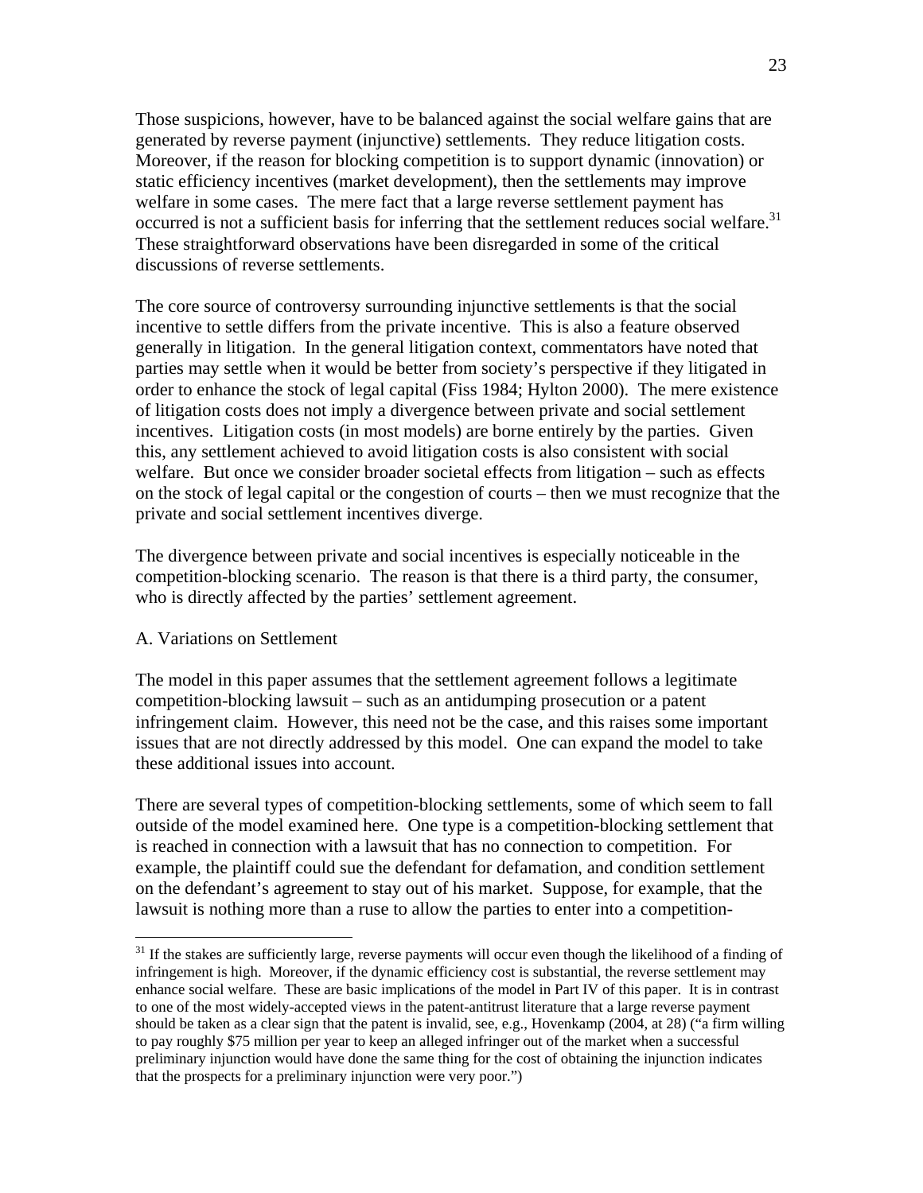Those suspicions, however, have to be balanced against the social welfare gains that are generated by reverse payment (injunctive) settlements. They reduce litigation costs. Moreover, if the reason for blocking competition is to support dynamic (innovation) or static efficiency incentives (market development), then the settlements may improve welfare in some cases. The mere fact that a large reverse settlement payment has occurred is not a sufficient basis for inferring that the settlement reduces social welfare.[31] These straightforward observations have been disregarded in some of the critical discussions of reverse settlements.

The core source of controversy surrounding injunctive settlements is that the social incentive to settle differs from the private incentive. This is also a feature observed generally in litigation. In the general litigation context, commentators have noted that parties may settle when it would be better from society's perspective if they litigated in order to enhance the stock of legal capital (Fiss 1984; Hylton 2000). The mere existence of litigation costs does not imply a divergence between private and social settlement incentives. Litigation costs (in most models) are borne entirely by the parties. Given this, any settlement achieved to avoid litigation costs is also consistent with social welfare. But once we consider broader societal effects from litigation – such as effects on the stock of legal capital or the congestion of courts – then we must recognize that the private and social settlement incentives diverge.

The divergence between private and social incentives is especially noticeable in the competition-blocking scenario. The reason is that there is a third party, the consumer, who is directly affected by the parties' settlement agreement.

A. Variations on Settlement

The model in this paper assumes that the settlement agreement follows a legitimate competition-blocking lawsuit – such as an antidumping prosecution or a patent infringement claim. However, this need not be the case, and this raises some important issues that are not directly addressed by this model. One can expand the model to take these additional issues into account.

There are several types of competition-blocking settlements, some of which seem to fall outside of the model examined here. One type is a competition-blocking settlement that is reached in connection with a lawsuit that has no connection to competition. For example, the plaintiff could sue the defendant for defamation, and condition settlement on the defendant's agreement to stay out of his market. Suppose, for example, that the lawsuit is nothing more than a ruse to allow the parties to enter into a competition-

---

[31] If the stakes are sufficiently large, reverse payments will occur even though the likelihood of a finding of infringement is high. Moreover, if the dynamic efficiency cost is substantial, the reverse settlement may enhance social welfare. These are basic implications of the model in Part IV of this paper. It is in contrast to one of the most widely-accepted views in the patent-antitrust literature that a large reverse payment should be taken as a clear sign that the patent is invalid, see, e.g., Hovenkamp (2004, at 28) ("a firm willing to pay roughly $75 million per year to keep an alleged infringer out of the market when a successful preliminary injunction would have done the same thing for the cost of obtaining the injunction indicates that the prospects for a preliminary injunction were very poor.")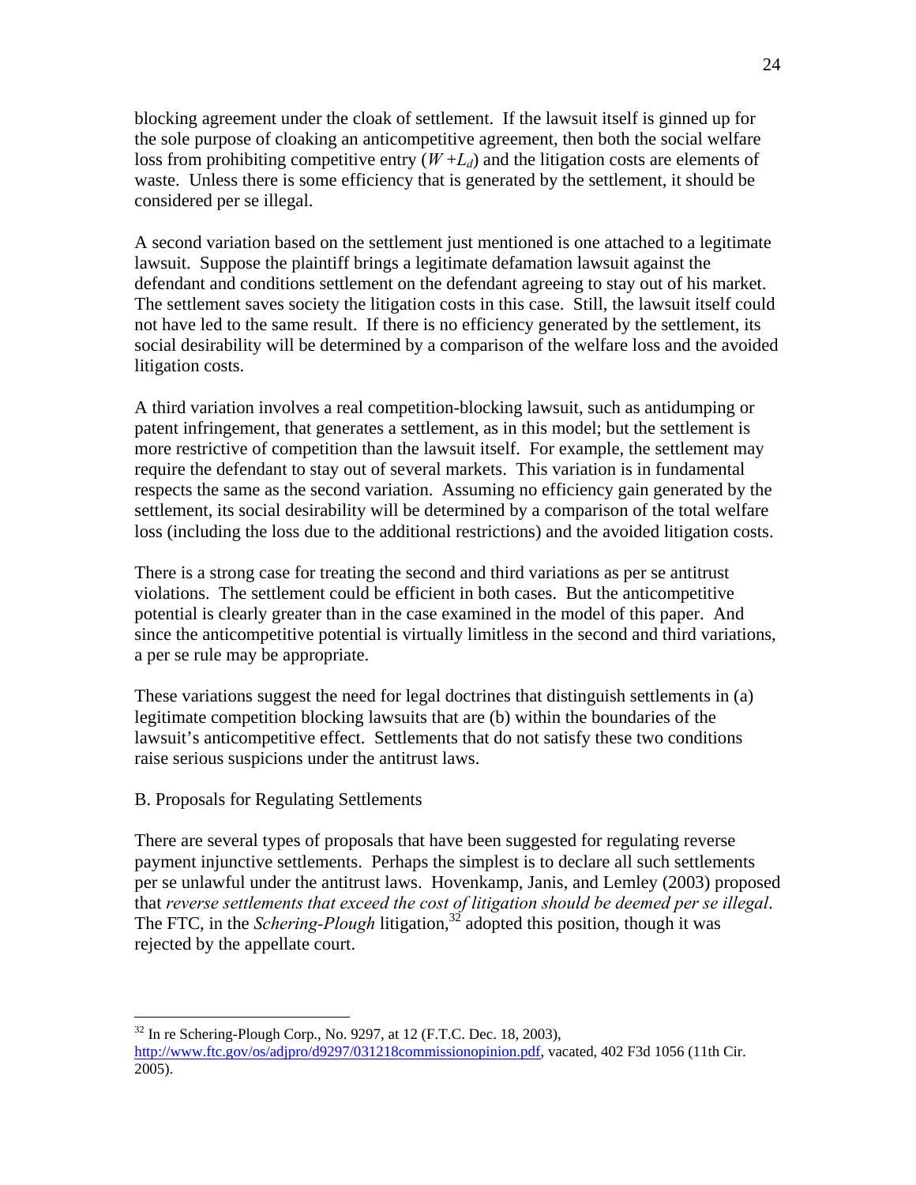blocking agreement under the cloak of settlement. If the lawsuit itself is ginned up for the sole purpose of cloaking an anticompetitive agreement, then both the social welfare loss from prohibiting competitive entry ($W + L_d$) and the litigation costs are elements of waste. Unless there is some efficiency that is generated by the settlement, it should be considered per se illegal.

A second variation based on the settlement just mentioned is one attached to a legitimate lawsuit. Suppose the plaintiff brings a legitimate defamation lawsuit against the defendant and conditions settlement on the defendant agreeing to stay out of his market. The settlement saves society the litigation costs in this case. Still, the lawsuit itself could not have led to the same result. If there is no efficiency generated by the settlement, its social desirability will be determined by a comparison of the welfare loss and the avoided litigation costs.

A third variation involves a real competition-blocking lawsuit, such as antidumping or patent infringement, that generates a settlement, as in this model; but the settlement is more restrictive of competition than the lawsuit itself. For example, the settlement may require the defendant to stay out of several markets. This variation is in fundamental respects the same as the second variation. Assuming no efficiency gain generated by the settlement, its social desirability will be determined by a comparison of the total welfare loss (including the loss due to the additional restrictions) and the avoided litigation costs.

There is a strong case for treating the second and third variations as per se antitrust violations. The settlement could be efficient in both cases. But the anticompetitive potential is clearly greater than in the case examined in the model of this paper. And since the anticompetitive potential is virtually limitless in the second and third variations, a per se rule may be appropriate.

These variations suggest the need for legal doctrines that distinguish settlements in (a) legitimate competition blocking lawsuits that are (b) within the boundaries of the lawsuit's anticompetitive effect. Settlements that do not satisfy these two conditions raise serious suspicions under the antitrust laws.

## B. Proposals for Regulating Settlements

There are several types of proposals that have been suggested for regulating reverse payment injunctive settlements. Perhaps the simplest is to declare all such settlements per se unlawful under the antitrust laws. Hovenkamp, Janis, and Lemley (2003) proposed that *reverse settlements that exceed the cost of litigation should be deemed per se illegal*. The FTC, in the *Schering-Plough* litigation,[32] adopted this position, though it was rejected by the appellate court.

---

[32] In re Schering-Plough Corp., No. 9297, at 12 (F.T.C. Dec. 18, 2003), http://www.ftc.gov/os/adjpro/d9297/031218commissionopinion.pdf, vacated, 402 F3d 1056 (11th Cir. 2005).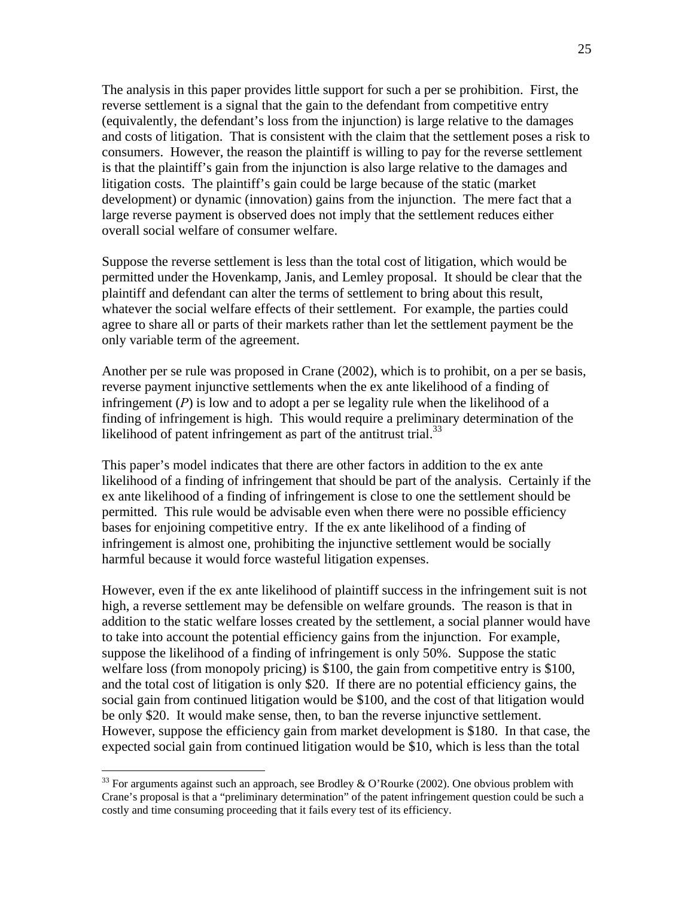The analysis in this paper provides little support for such a per se prohibition. First, the reverse settlement is a signal that the gain to the defendant from competitive entry (equivalently, the defendant's loss from the injunction) is large relative to the damages and costs of litigation. That is consistent with the claim that the settlement poses a risk to consumers. However, the reason the plaintiff is willing to pay for the reverse settlement is that the plaintiff's gain from the injunction is also large relative to the damages and litigation costs. The plaintiff's gain could be large because of the static (market development) or dynamic (innovation) gains from the injunction. The mere fact that a large reverse payment is observed does not imply that the settlement reduces either overall social welfare of consumer welfare.

Suppose the reverse settlement is less than the total cost of litigation, which would be permitted under the Hovenkamp, Janis, and Lemley proposal. It should be clear that the plaintiff and defendant can alter the terms of settlement to bring about this result, whatever the social welfare effects of their settlement. For example, the parties could agree to share all or parts of their markets rather than let the settlement payment be the only variable term of the agreement.

Another per se rule was proposed in Crane (2002), which is to prohibit, on a per se basis, reverse payment injunctive settlements when the ex ante likelihood of a finding of infringement ($P$) is low and to adopt a per se legality rule when the likelihood of a finding of infringement is high. This would require a preliminary determination of the likelihood of patent infringement as part of the antitrust trial.[33]

This paper's model indicates that there are other factors in addition to the ex ante likelihood of a finding of infringement that should be part of the analysis. Certainly if the ex ante likelihood of a finding of infringement is close to one the settlement should be permitted. This rule would be advisable even when there were no possible efficiency bases for enjoining competitive entry. If the ex ante likelihood of a finding of infringement is almost one, prohibiting the injunctive settlement would be socially harmful because it would force wasteful litigation expenses.

However, even if the ex ante likelihood of plaintiff success in the infringement suit is not high, a reverse settlement may be defensible on welfare grounds. The reason is that in addition to the static welfare losses created by the settlement, a social planner would have to take into account the potential efficiency gains from the injunction. For example, suppose the likelihood of a finding of infringement is only 50%. Suppose the static welfare loss (from monopoly pricing) is \$100, the gain from competitive entry is \$100, and the total cost of litigation is only \$20. If there are no potential efficiency gains, the social gain from continued litigation would be \$100, and the cost of that litigation would be only \$20. It would make sense, then, to ban the reverse injunctive settlement. However, suppose the efficiency gain from market development is \$180. In that case, the expected social gain from continued litigation would be \$10, which is less than the total

[33] For arguments against such an approach, see Brodley & O'Rourke (2002). One obvious problem with Crane's proposal is that a "preliminary determination" of the patent infringement question could be such a costly and time consuming proceeding that it fails every test of its efficiency.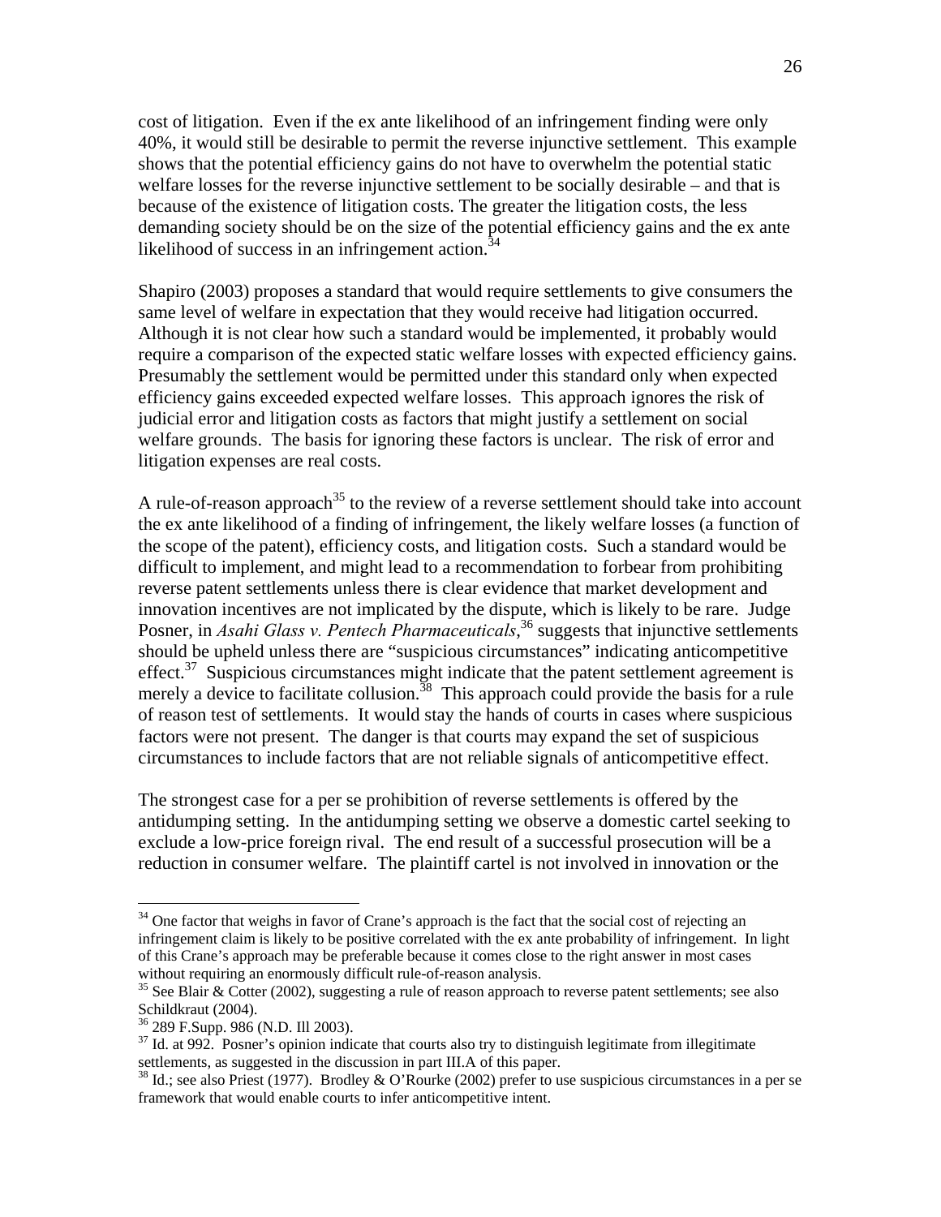cost of litigation. Even if the ex ante likelihood of an infringement finding were only 40%, it would still be desirable to permit the reverse injunctive settlement. This example shows that the potential efficiency gains do not have to overwhelm the potential static welfare losses for the reverse injunctive settlement to be socially desirable – and that is because of the existence of litigation costs. The greater the litigation costs, the less demanding society should be on the size of the potential efficiency gains and the ex ante likelihood of success in an infringement action.[34]

Shapiro (2003) proposes a standard that would require settlements to give consumers the same level of welfare in expectation that they would receive had litigation occurred. Although it is not clear how such a standard would be implemented, it probably would require a comparison of the expected static welfare losses with expected efficiency gains. Presumably the settlement would be permitted under this standard only when expected efficiency gains exceeded expected welfare losses. This approach ignores the risk of judicial error and litigation costs as factors that might justify a settlement on social welfare grounds. The basis for ignoring these factors is unclear. The risk of error and litigation expenses are real costs.

A rule-of-reason approach[35] to the review of a reverse settlement should take into account the ex ante likelihood of a finding of infringement, the likely welfare losses (a function of the scope of the patent), efficiency costs, and litigation costs. Such a standard would be difficult to implement, and might lead to a recommendation to forbear from prohibiting reverse patent settlements unless there is clear evidence that market development and innovation incentives are not implicated by the dispute, which is likely to be rare. Judge Posner, in *Asahi Glass v. Pentech Pharmaceuticals*,[36] suggests that injunctive settlements should be upheld unless there are "suspicious circumstances" indicating anticompetitive effect.[37] Suspicious circumstances might indicate that the patent settlement agreement is merely a device to facilitate collusion.[38] This approach could provide the basis for a rule of reason test of settlements. It would stay the hands of courts in cases where suspicious factors were not present. The danger is that courts may expand the set of suspicious circumstances to include factors that are not reliable signals of anticompetitive effect.

The strongest case for a per se prohibition of reverse settlements is offered by the antidumping setting. In the antidumping setting we observe a domestic cartel seeking to exclude a low-price foreign rival. The end result of a successful prosecution will be a reduction in consumer welfare. The plaintiff cartel is not involved in innovation or the

---

[34] One factor that weighs in favor of Crane's approach is the fact that the social cost of rejecting an infringement claim is likely to be positive correlated with the ex ante probability of infringement. In light of this Crane's approach may be preferable because it comes close to the right answer in most cases without requiring an enormously difficult rule-of-reason analysis.

[35] See Blair & Cotter (2002), suggesting a rule of reason approach to reverse patent settlements; see also Schildkraut (2004).

[36] 289 F.Supp. 986 (N.D. Ill 2003).

[37] Id. at 992. Posner's opinion indicate that courts also try to distinguish legitimate from illegitimate settlements, as suggested in the discussion in part III.A of this paper.

[38] Id.; see also Priest (1977). Brodley & O'Rourke (2002) prefer to use suspicious circumstances in a per se framework that would enable courts to infer anticompetitive intent.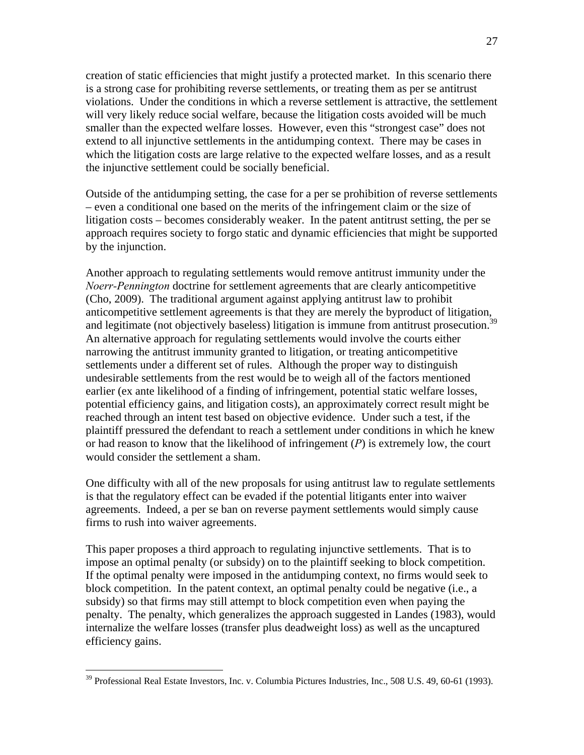creation of static efficiencies that might justify a protected market. In this scenario there is a strong case for prohibiting reverse settlements, or treating them as per se antitrust violations. Under the conditions in which a reverse settlement is attractive, the settlement will very likely reduce social welfare, because the litigation costs avoided will be much smaller than the expected welfare losses. However, even this "strongest case" does not extend to all injunctive settlements in the antidumping context. There may be cases in which the litigation costs are large relative to the expected welfare losses, and as a result the injunctive settlement could be socially beneficial.

Outside of the antidumping setting, the case for a per se prohibition of reverse settlements – even a conditional one based on the merits of the infringement claim or the size of litigation costs – becomes considerably weaker. In the patent antitrust setting, the per se approach requires society to forgo static and dynamic efficiencies that might be supported by the injunction.

Another approach to regulating settlements would remove antitrust immunity under the *Noerr-Pennington* doctrine for settlement agreements that are clearly anticompetitive (Cho, 2009). The traditional argument against applying antitrust law to prohibit anticompetitive settlement agreements is that they are merely the byproduct of litigation, and legitimate (not objectively baseless) litigation is immune from antitrust prosecution.[39] An alternative approach for regulating settlements would involve the courts either narrowing the antitrust immunity granted to litigation, or treating anticompetitive settlements under a different set of rules. Although the proper way to distinguish undesirable settlements from the rest would be to weigh all of the factors mentioned earlier (ex ante likelihood of a finding of infringement, potential static welfare losses, potential efficiency gains, and litigation costs), an approximately correct result might be reached through an intent test based on objective evidence. Under such a test, if the plaintiff pressured the defendant to reach a settlement under conditions in which he knew or had reason to know that the likelihood of infringement ($P$) is extremely low, the court would consider the settlement a sham.

One difficulty with all of the new proposals for using antitrust law to regulate settlements is that the regulatory effect can be evaded if the potential litigants enter into waiver agreements. Indeed, a per se ban on reverse payment settlements would simply cause firms to rush into waiver agreements.

This paper proposes a third approach to regulating injunctive settlements. That is to impose an optimal penalty (or subsidy) on to the plaintiff seeking to block competition. If the optimal penalty were imposed in the antidumping context, no firms would seek to block competition. In the patent context, an optimal penalty could be negative (i.e., a subsidy) so that firms may still attempt to block competition even when paying the penalty. The penalty, which generalizes the approach suggested in Landes (1983), would internalize the welfare losses (transfer plus deadweight loss) as well as the uncaptured efficiency gains.

---

[39] Professional Real Estate Investors, Inc. v. Columbia Pictures Industries, Inc., 508 U.S. 49, 60-61 (1993).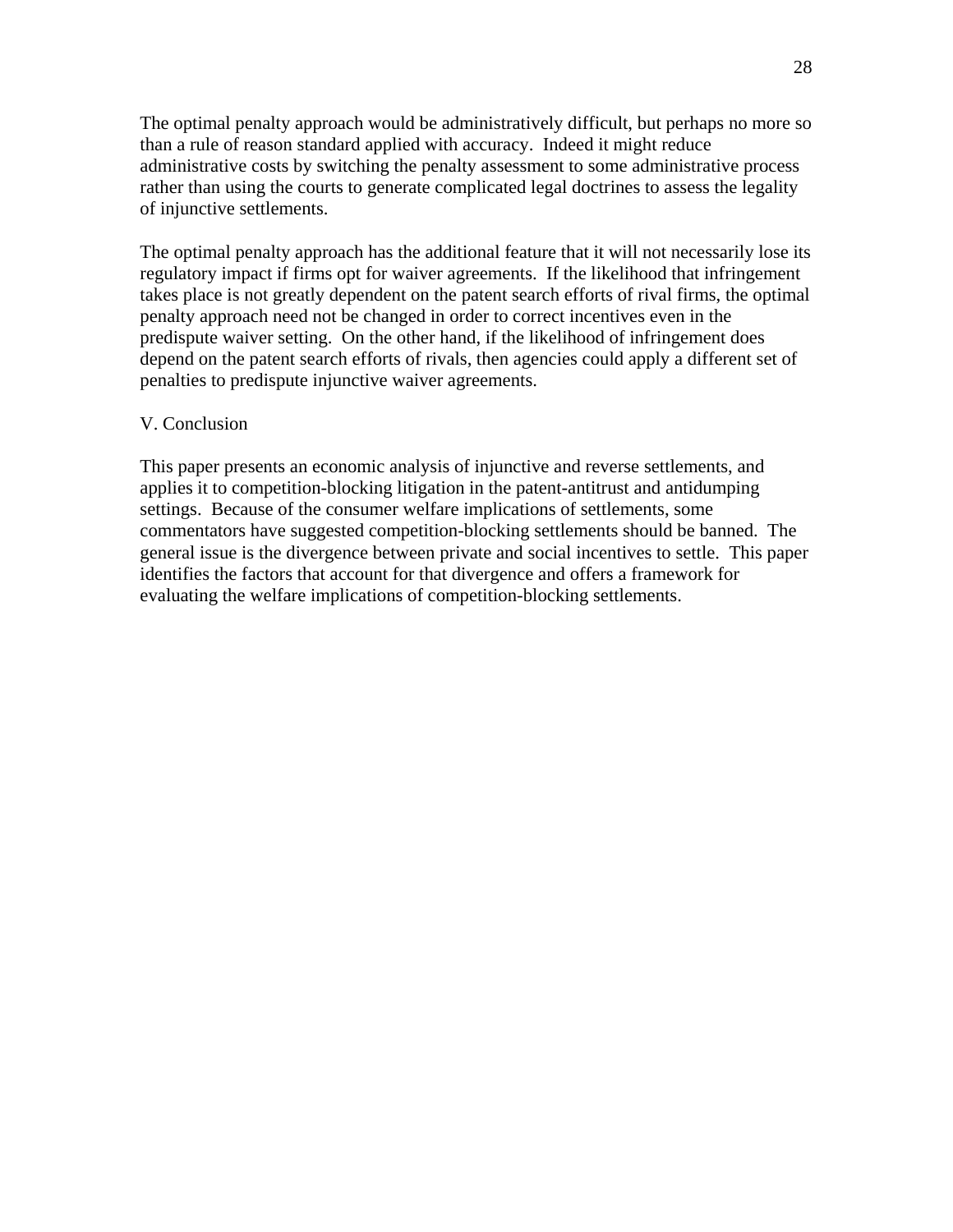The optimal penalty approach would be administratively difficult, but perhaps no more so than a rule of reason standard applied with accuracy. Indeed it might reduce administrative costs by switching the penalty assessment to some administrative process rather than using the courts to generate complicated legal doctrines to assess the legality of injunctive settlements.

The optimal penalty approach has the additional feature that it will not necessarily lose its regulatory impact if firms opt for waiver agreements. If the likelihood that infringement takes place is not greatly dependent on the patent search efforts of rival firms, the optimal penalty approach need not be changed in order to correct incentives even in the predispute waiver setting. On the other hand, if the likelihood of infringement does depend on the patent search efforts of rivals, then agencies could apply a different set of penalties to predispute injunctive waiver agreements.

## V. Conclusion

This paper presents an economic analysis of injunctive and reverse settlements, and applies it to competition-blocking litigation in the patent-antitrust and antidumping settings. Because of the consumer welfare implications of settlements, some commentators have suggested competition-blocking settlements should be banned. The general issue is the divergence between private and social incentives to settle. This paper identifies the factors that account for that divergence and offers a framework for evaluating the welfare implications of competition-blocking settlements.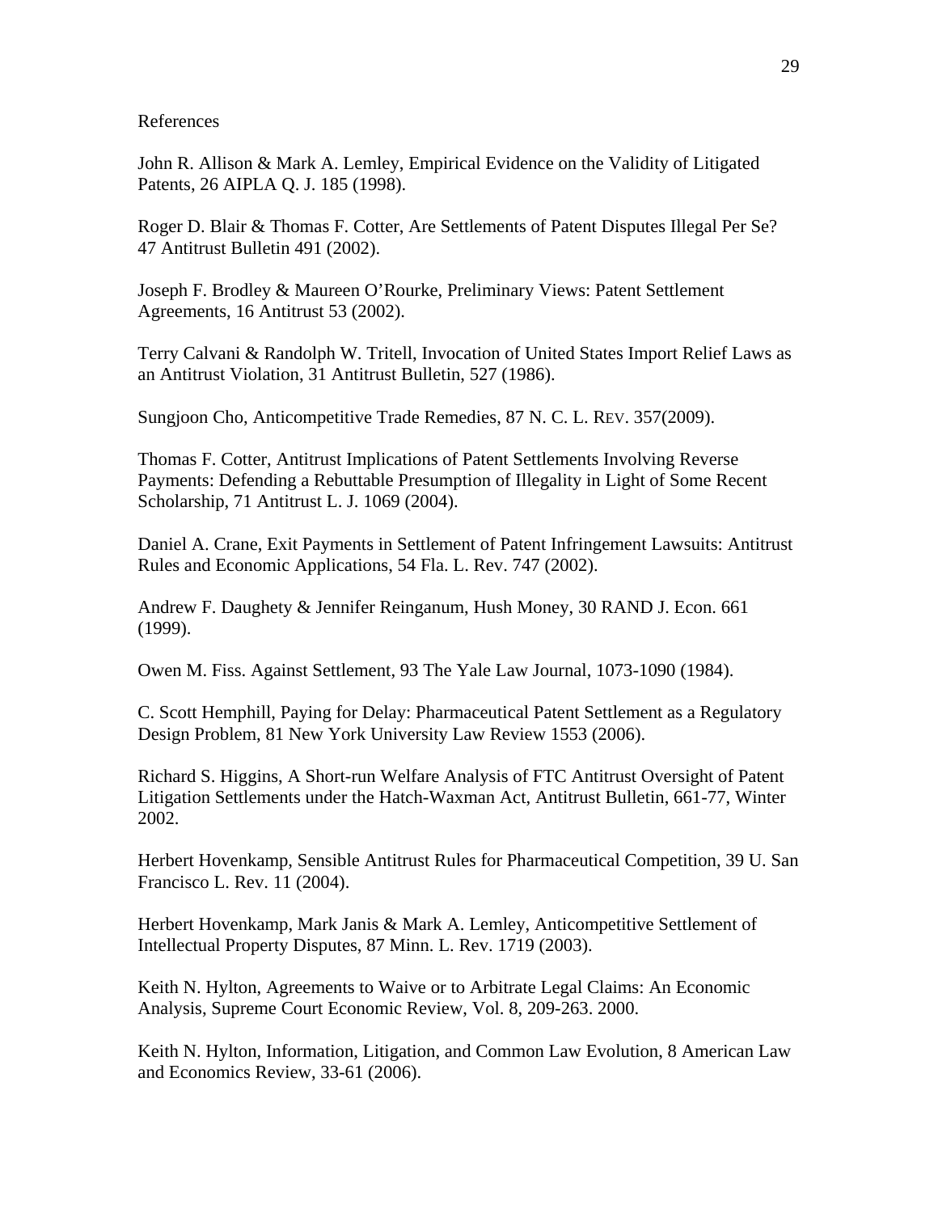References

John R. Allison & Mark A. Lemley, Empirical Evidence on the Validity of Litigated Patents, 26 AIPLA Q. J. 185 (1998).

Roger D. Blair & Thomas F. Cotter, Are Settlements of Patent Disputes Illegal Per Se? 47 Antitrust Bulletin 491 (2002).

Joseph F. Brodley & Maureen O'Rourke, Preliminary Views: Patent Settlement Agreements, 16 Antitrust 53 (2002).

Terry Calvani & Randolph W. Tritell, Invocation of United States Import Relief Laws as an Antitrust Violation, 31 Antitrust Bulletin, 527 (1986).

Sungjoon Cho, Anticompetitive Trade Remedies, 87 N. C. L. REV. 357(2009).

Thomas F. Cotter, Antitrust Implications of Patent Settlements Involving Reverse Payments: Defending a Rebuttable Presumption of Illegality in Light of Some Recent Scholarship, 71 Antitrust L. J. 1069 (2004).

Daniel A. Crane, Exit Payments in Settlement of Patent Infringement Lawsuits: Antitrust Rules and Economic Applications, 54 Fla. L. Rev. 747 (2002).

Andrew F. Daughety & Jennifer Reinganum, Hush Money, 30 RAND J. Econ. 661 (1999).

Owen M. Fiss. Against Settlement, 93 The Yale Law Journal, 1073-1090 (1984).

C. Scott Hemphill, Paying for Delay: Pharmaceutical Patent Settlement as a Regulatory Design Problem, 81 New York University Law Review 1553 (2006).

Richard S. Higgins, A Short-run Welfare Analysis of FTC Antitrust Oversight of Patent Litigation Settlements under the Hatch-Waxman Act, Antitrust Bulletin, 661-77, Winter 2002.

Herbert Hovenkamp, Sensible Antitrust Rules for Pharmaceutical Competition, 39 U. San Francisco L. Rev. 11 (2004).

Herbert Hovenkamp, Mark Janis & Mark A. Lemley, Anticompetitive Settlement of Intellectual Property Disputes, 87 Minn. L. Rev. 1719 (2003).

Keith N. Hylton, Agreements to Waive or to Arbitrate Legal Claims: An Economic Analysis, Supreme Court Economic Review, Vol. 8, 209-263. 2000.

Keith N. Hylton, Information, Litigation, and Common Law Evolution, 8 American Law and Economics Review, 33-61 (2006).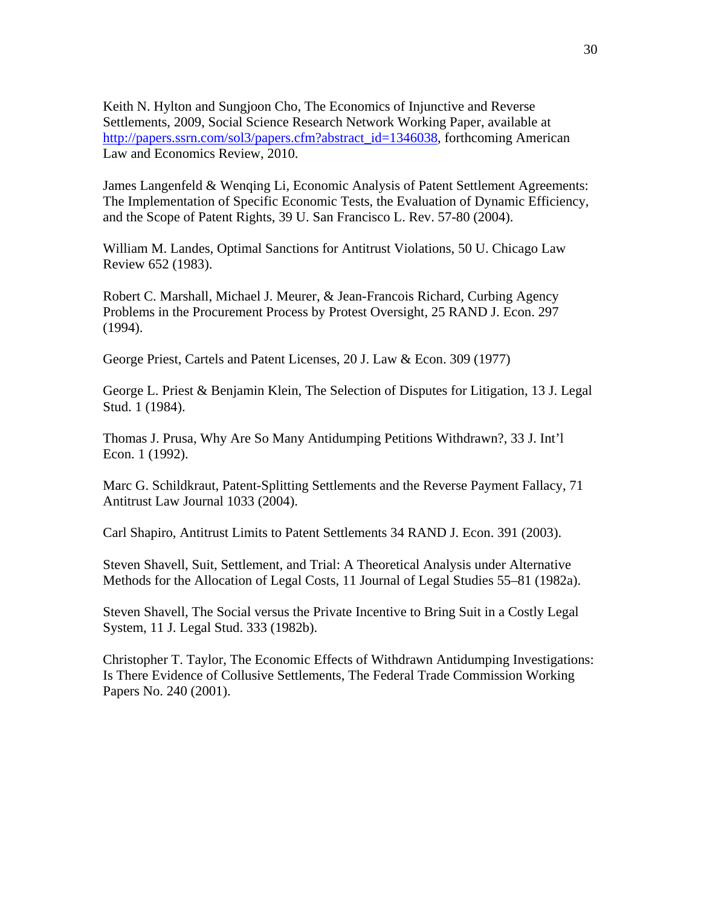Keith N. Hylton and Sungjoon Cho, The Economics of Injunctive and Reverse Settlements, 2009, Social Science Research Network Working Paper, available at http://papers.ssrn.com/sol3/papers.cfm?abstract_id=1346038, forthcoming American Law and Economics Review, 2010.

James Langenfeld & Wenqing Li, Economic Analysis of Patent Settlement Agreements: The Implementation of Specific Economic Tests, the Evaluation of Dynamic Efficiency, and the Scope of Patent Rights, 39 U. San Francisco L. Rev. 57-80 (2004).

William M. Landes, Optimal Sanctions for Antitrust Violations, 50 U. Chicago Law Review 652 (1983).

Robert C. Marshall, Michael J. Meurer, & Jean-Francois Richard, Curbing Agency Problems in the Procurement Process by Protest Oversight, 25 RAND J. Econ. 297 (1994).

George Priest, Cartels and Patent Licenses, 20 J. Law & Econ. 309 (1977)

George L. Priest & Benjamin Klein, The Selection of Disputes for Litigation, 13 J. Legal Stud. 1 (1984).

Thomas J. Prusa, Why Are So Many Antidumping Petitions Withdrawn?, 33 J. Int'l Econ. 1 (1992).

Marc G. Schildkraut, Patent-Splitting Settlements and the Reverse Payment Fallacy, 71 Antitrust Law Journal 1033 (2004).

Carl Shapiro, Antitrust Limits to Patent Settlements 34 RAND J. Econ. 391 (2003).

Steven Shavell, Suit, Settlement, and Trial: A Theoretical Analysis under Alternative Methods for the Allocation of Legal Costs, 11 Journal of Legal Studies 55–81 (1982a).

Steven Shavell, The Social versus the Private Incentive to Bring Suit in a Costly Legal System, 11 J. Legal Stud. 333 (1982b).

Christopher T. Taylor, The Economic Effects of Withdrawn Antidumping Investigations: Is There Evidence of Collusive Settlements, The Federal Trade Commission Working Papers No. 240 (2001).